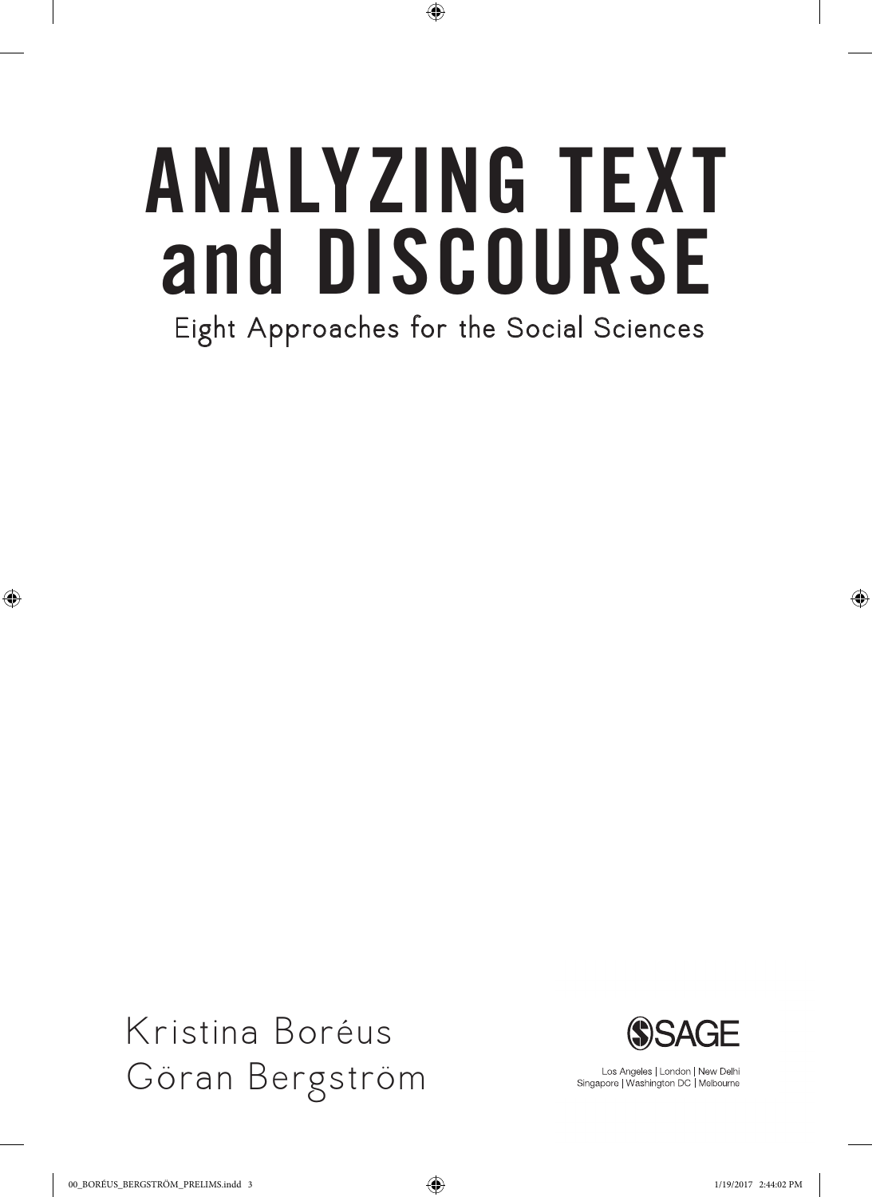# ANALYZING TEXT and DISCOURSE

## Eight Approaches for the Social Sciences

Kristina Boréus
Göran Bergström

SAGE

Los Angeles | London | New Delhi
Singapore | Washington DC | Melbourne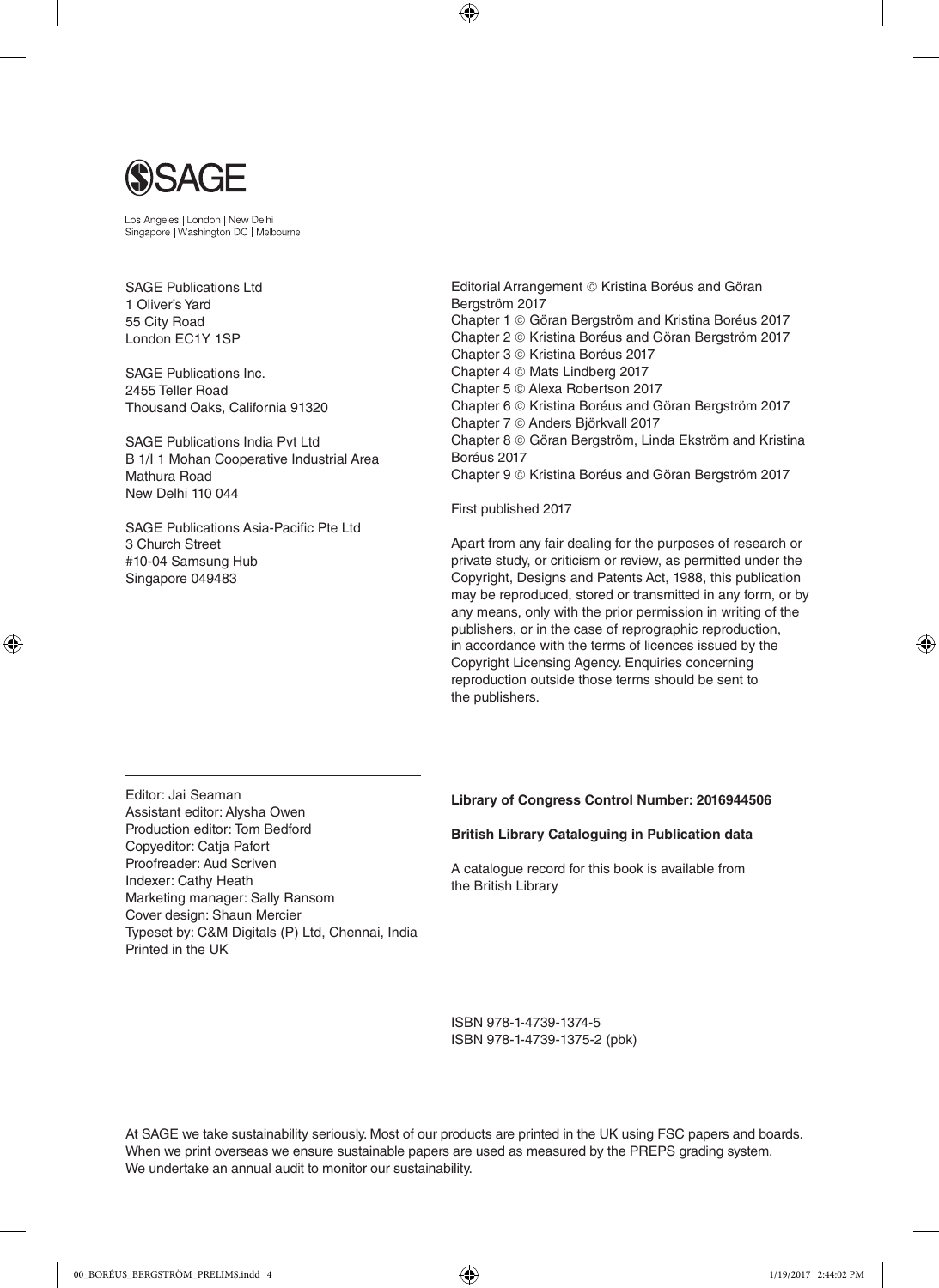SAGE

Los Angeles | London | New Delhi
Singapore | Washington DC | Melbourne

SAGE Publications Ltd
1 Oliver's Yard
55 City Road
London EC1Y 1SP

SAGE Publications Inc.
2455 Teller Road
Thousand Oaks, California 91320

SAGE Publications India Pvt Ltd
B 1/I 1 Mohan Cooperative Industrial Area
Mathura Road
New Delhi 110 044

SAGE Publications Asia-Pacific Pte Ltd
3 Church Street
#10-04 Samsung Hub
Singapore 049483

Editor: Jai Seaman
Assistant editor: Alysha Owen
Production editor: Tom Bedford
Copyeditor: Catja Pafort
Proofreader: Aud Scriven
Indexer: Cathy Heath
Marketing manager: Sally Ransom
Cover design: Shaun Mercier
Typeset by: C&M Digitals (P) Ltd, Chennai, India
Printed in the UK

Editorial Arrangement © Kristina Boréus and Göran Bergström 2017
Chapter 1 © Göran Bergström and Kristina Boréus 2017
Chapter 2 © Kristina Boréus and Göran Bergström 2017
Chapter 3 © Kristina Boréus 2017
Chapter 4 © Mats Lindberg 2017
Chapter 5 © Alexa Robertson 2017
Chapter 6 © Kristina Boréus and Göran Bergström 2017
Chapter 7 © Anders Björkvall 2017
Chapter 8 © Göran Bergström, Linda Ekström and Kristina Boréus 2017
Chapter 9 © Kristina Boréus and Göran Bergström 2017

First published 2017

Apart from any fair dealing for the purposes of research or private study, or criticism or review, as permitted under the Copyright, Designs and Patents Act, 1988, this publication may be reproduced, stored or transmitted in any form, or by any means, only with the prior permission in writing of the publishers, or in the case of reprographic reproduction, in accordance with the terms of licences issued by the Copyright Licensing Agency. Enquiries concerning reproduction outside those terms should be sent to the publishers.

**Library of Congress Control Number: 2016944506**

**British Library Cataloguing in Publication data**

A catalogue record for this book is available from the British Library

ISBN 978-1-4739-1374-5
ISBN 978-1-4739-1375-2 (pbk)

At SAGE we take sustainability seriously. Most of our products are printed in the UK using FSC papers and boards. When we print overseas we ensure sustainable papers are used as measured by the PREPS grading system. We undertake an annual audit to monitor our sustainability.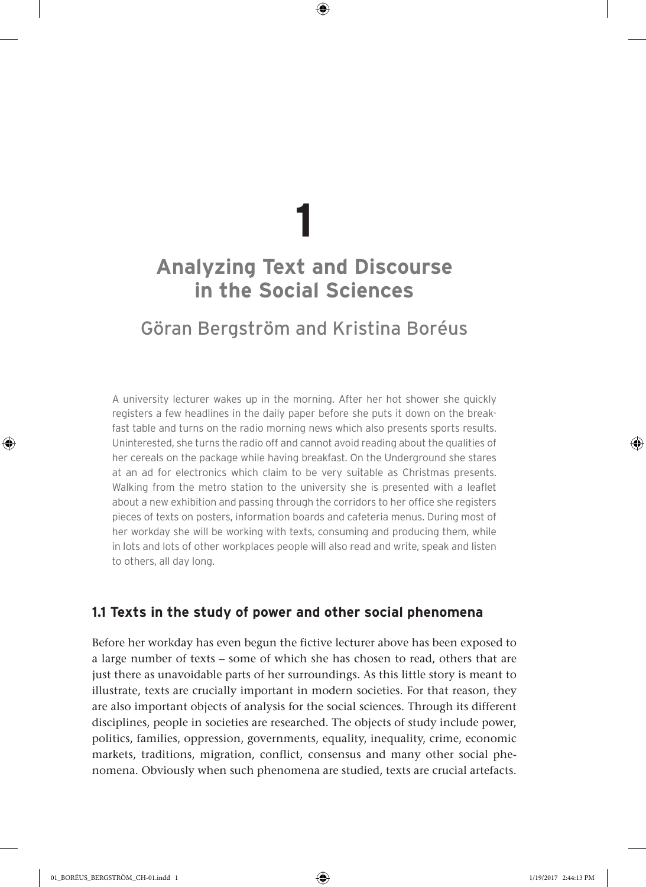# 1

# Analyzing Text and Discourse in the Social Sciences

## Göran Bergström and Kristina Boréus

A university lecturer wakes up in the morning. After her hot shower she quickly registers a few headlines in the daily paper before she puts it down on the breakfast table and turns on the radio morning news which also presents sports results. Uninterested, she turns the radio off and cannot avoid reading about the qualities of her cereals on the package while having breakfast. On the Underground she stares at an ad for electronics which claim to be very suitable as Christmas presents. Walking from the metro station to the university she is presented with a leaflet about a new exhibition and passing through the corridors to her office she registers pieces of texts on posters, information boards and cafeteria menus. During most of her workday she will be working with texts, consuming and producing them, while in lots and lots of other workplaces people will also read and write, speak and listen to others, all day long.

### 1.1 Texts in the study of power and other social phenomena

Before her workday has even begun the fictive lecturer above has been exposed to a large number of texts – some of which she has chosen to read, others that are just there as unavoidable parts of her surroundings. As this little story is meant to illustrate, texts are crucially important in modern societies. For that reason, they are also important objects of analysis for the social sciences. Through its different disciplines, people in societies are researched. The objects of study include power, politics, families, oppression, governments, equality, inequality, crime, economic markets, traditions, migration, conflict, consensus and many other social phenomena. Obviously when such phenomena are studied, texts are crucial artefacts.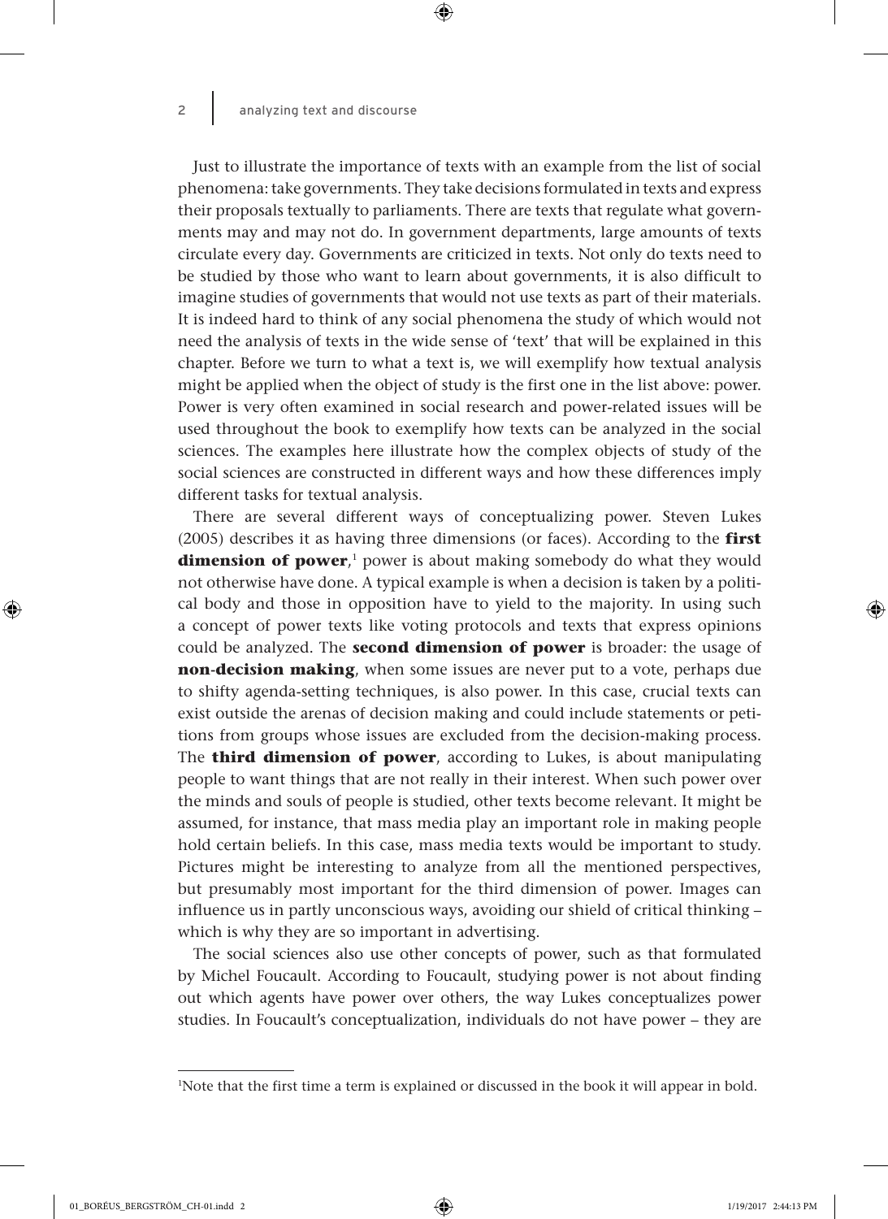Just to illustrate the importance of texts with an example from the list of social phenomena: take governments. They take decisions formulated in texts and express their proposals textually to parliaments. There are texts that regulate what governments may and may not do. In government departments, large amounts of texts circulate every day. Governments are criticized in texts. Not only do texts need to be studied by those who want to learn about governments, it is also difficult to imagine studies of governments that would not use texts as part of their materials. It is indeed hard to think of any social phenomena the study of which would not need the analysis of texts in the wide sense of 'text' that will be explained in this chapter. Before we turn to what a text is, we will exemplify how textual analysis might be applied when the object of study is the first one in the list above: power. Power is very often examined in social research and power-related issues will be used throughout the book to exemplify how texts can be analyzed in the social sciences. The examples here illustrate how the complex objects of study of the social sciences are constructed in different ways and how these differences imply different tasks for textual analysis.

There are several different ways of conceptualizing power. Steven Lukes (2005) describes it as having three dimensions (or faces). According to the **first dimension of power**,[1] power is about making somebody do what they would not otherwise have done. A typical example is when a decision is taken by a political body and those in opposition have to yield to the majority. In using such a concept of power texts like voting protocols and texts that express opinions could be analyzed. The **second dimension of power** is broader: the usage of **non-decision making**, when some issues are never put to a vote, perhaps due to shifty agenda-setting techniques, is also power. In this case, crucial texts can exist outside the arenas of decision making and could include statements or petitions from groups whose issues are excluded from the decision-making process. The **third dimension of power**, according to Lukes, is about manipulating people to want things that are not really in their interest. When such power over the minds and souls of people is studied, other texts become relevant. It might be assumed, for instance, that mass media play an important role in making people hold certain beliefs. In this case, mass media texts would be important to study. Pictures might be interesting to analyze from all the mentioned perspectives, but presumably most important for the third dimension of power. Images can influence us in partly unconscious ways, avoiding our shield of critical thinking – which is why they are so important in advertising.

The social sciences also use other concepts of power, such as that formulated by Michel Foucault. According to Foucault, studying power is not about finding out which agents have power over others, the way Lukes conceptualizes power studies. In Foucault's conceptualization, individuals do not have power – they are

[1]Note that the first time a term is explained or discussed in the book it will appear in bold.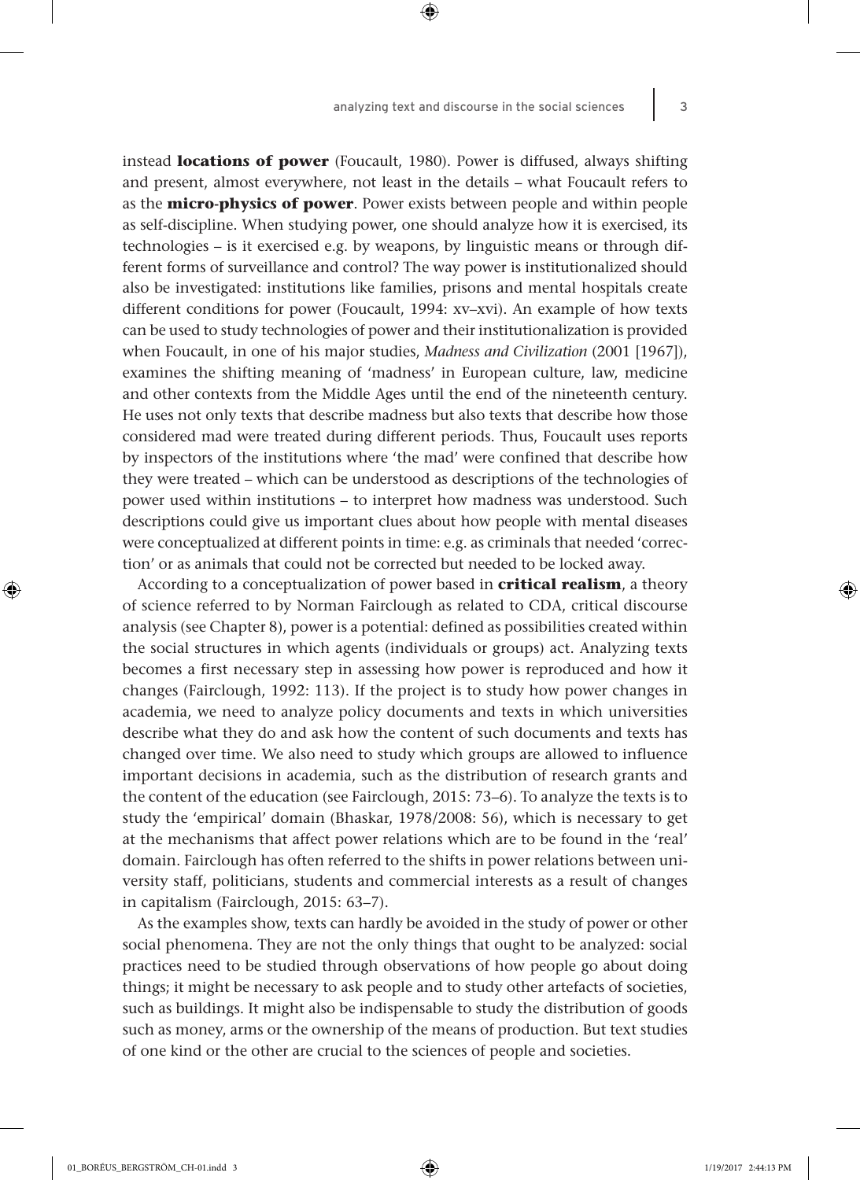instead **locations of power** (Foucault, 1980). Power is diffused, always shifting and present, almost everywhere, not least in the details – what Foucault refers to as the **micro-physics of power**. Power exists between people and within people as self-discipline. When studying power, one should analyze how it is exercised, its technologies – is it exercised e.g. by weapons, by linguistic means or through different forms of surveillance and control? The way power is institutionalized should also be investigated: institutions like families, prisons and mental hospitals create different conditions for power (Foucault, 1994: xv–xvi). An example of how texts can be used to study technologies of power and their institutionalization is provided when Foucault, in one of his major studies, *Madness and Civilization* (2001 [1967]), examines the shifting meaning of 'madness' in European culture, law, medicine and other contexts from the Middle Ages until the end of the nineteenth century. He uses not only texts that describe madness but also texts that describe how those considered mad were treated during different periods. Thus, Foucault uses reports by inspectors of the institutions where 'the mad' were confined that describe how they were treated – which can be understood as descriptions of the technologies of power used within institutions – to interpret how madness was understood. Such descriptions could give us important clues about how people with mental diseases were conceptualized at different points in time: e.g. as criminals that needed 'correction' or as animals that could not be corrected but needed to be locked away.

According to a conceptualization of power based in **critical realism**, a theory of science referred to by Norman Fairclough as related to CDA, critical discourse analysis (see Chapter 8), power is a potential: defined as possibilities created within the social structures in which agents (individuals or groups) act. Analyzing texts becomes a first necessary step in assessing how power is reproduced and how it changes (Fairclough, 1992: 113). If the project is to study how power changes in academia, we need to analyze policy documents and texts in which universities describe what they do and ask how the content of such documents and texts has changed over time. We also need to study which groups are allowed to influence important decisions in academia, such as the distribution of research grants and the content of the education (see Fairclough, 2015: 73–6). To analyze the texts is to study the 'empirical' domain (Bhaskar, 1978/2008: 56), which is necessary to get at the mechanisms that affect power relations which are to be found in the 'real' domain. Fairclough has often referred to the shifts in power relations between university staff, politicians, students and commercial interests as a result of changes in capitalism (Fairclough, 2015: 63–7).

As the examples show, texts can hardly be avoided in the study of power or other social phenomena. They are not the only things that ought to be analyzed: social practices need to be studied through observations of how people go about doing things; it might be necessary to ask people and to study other artefacts of societies, such as buildings. It might also be indispensable to study the distribution of goods such as money, arms or the ownership of the means of production. But text studies of one kind or the other are crucial to the sciences of people and societies.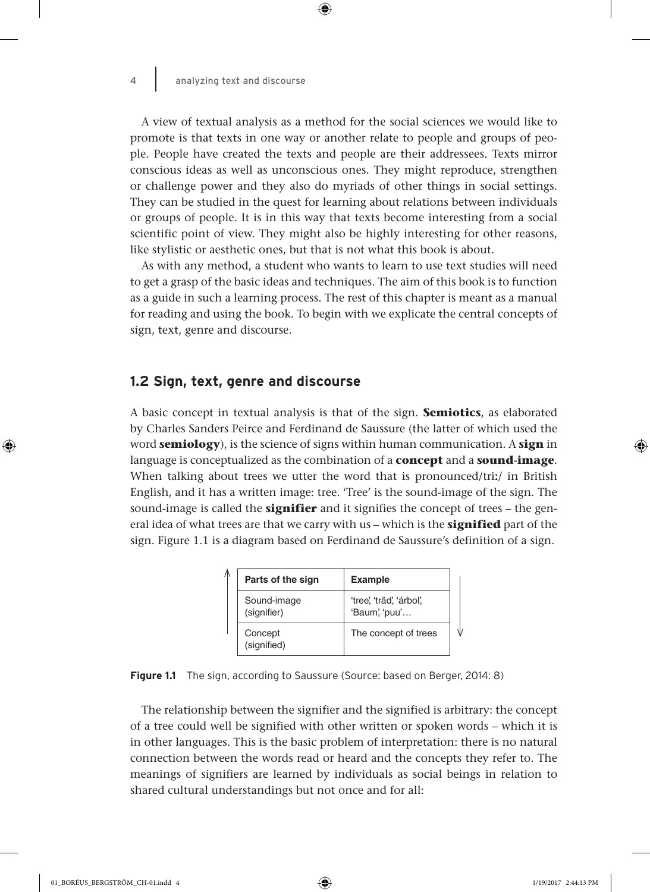A view of textual analysis as a method for the social sciences we would like to promote is that texts in one way or another relate to people and groups of people. People have created the texts and people are their addressees. Texts mirror conscious ideas as well as unconscious ones. They might reproduce, strengthen or challenge power and they also do myriads of other things in social settings. They can be studied in the quest for learning about relations between individuals or groups of people. It is in this way that texts become interesting from a social scientific point of view. They might also be highly interesting for other reasons, like stylistic or aesthetic ones, but that is not what this book is about.

As with any method, a student who wants to learn to use text studies will need to get a grasp of the basic ideas and techniques. The aim of this book is to function as a guide in such a learning process. The rest of this chapter is meant as a manual for reading and using the book. To begin with we explicate the central concepts of sign, text, genre and discourse.

## 1.2 Sign, text, genre and discourse

A basic concept in textual analysis is that of the sign. **Semiotics**, as elaborated by Charles Sanders Peirce and Ferdinand de Saussure (the latter of which used the word **semiology**), is the science of signs within human communication. A **sign** in language is conceptualized as the combination of a **concept** and a **sound-image**. When talking about trees we utter the word that is pronounced/triː/ in British English, and it has a written image: tree. 'Tree' is the sound-image of the sign. The sound-image is called the **signifier** and it signifies the concept of trees – the general idea of what trees are that we carry with us – which is the **signified** part of the sign. Figure 1.1 is a diagram based on Ferdinand de Saussure's definition of a sign.

| Parts of the sign | Example |
|---|---|
| Sound-image (signifier) | 'tree', 'träd', 'árbol', 'Baum', 'puu'… |
| Concept (signified) | The concept of trees |

**Figure 1.1** The sign, according to Saussure (Source: based on Berger, 2014: 8)

The relationship between the signifier and the signified is arbitrary: the concept of a tree could well be signified with other written or spoken words – which it is in other languages. This is the basic problem of interpretation: there is no natural connection between the words read or heard and the concepts they refer to. The meanings of signifiers are learned by individuals as social beings in relation to shared cultural understandings but not once and for all: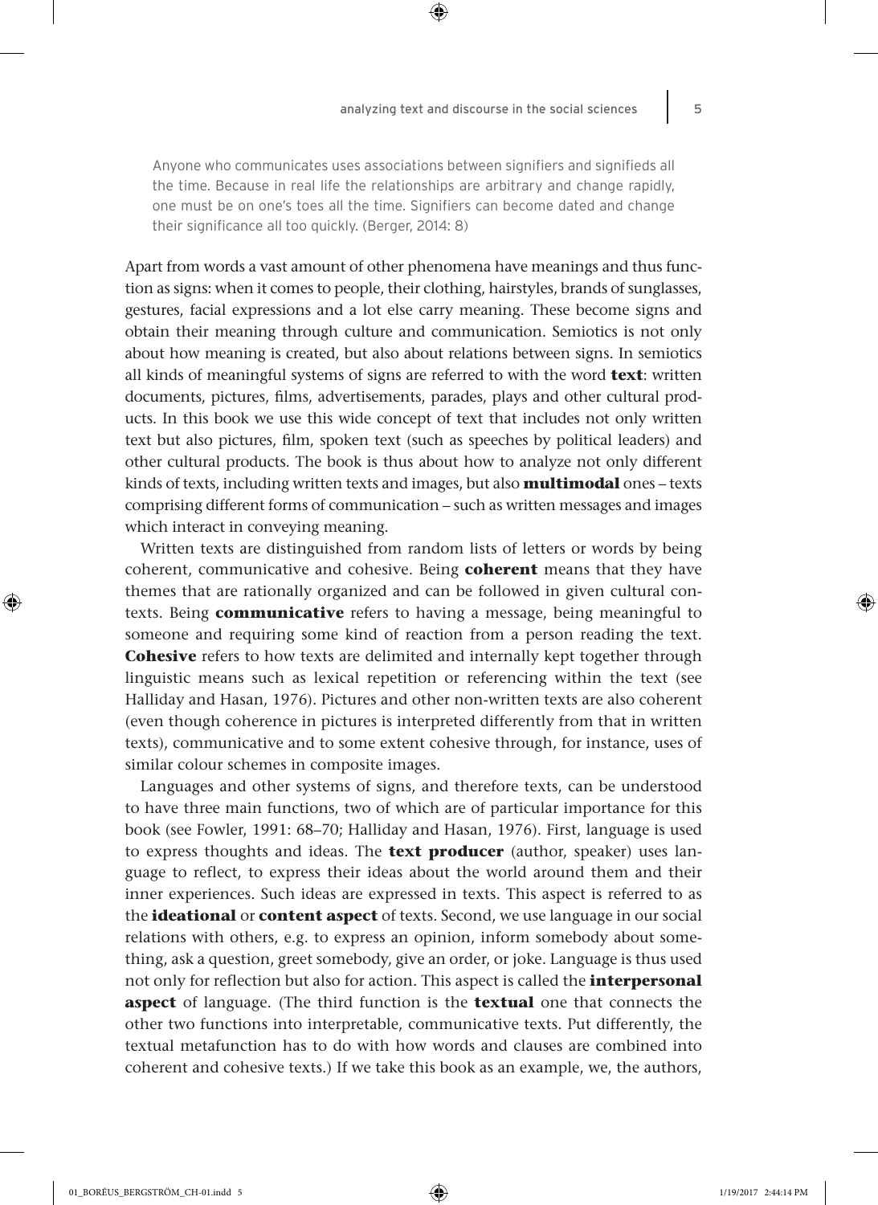> Anyone who communicates uses associations between signifiers and signifieds all the time. Because in real life the relationships are arbitrary and change rapidly, one must be on one's toes all the time. Signifiers can become dated and change their significance all too quickly. (Berger, 2014: 8)

Apart from words a vast amount of other phenomena have meanings and thus function as signs: when it comes to people, their clothing, hairstyles, brands of sunglasses, gestures, facial expressions and a lot else carry meaning. These become signs and obtain their meaning through culture and communication. Semiotics is not only about how meaning is created, but also about relations between signs. In semiotics all kinds of meaningful systems of signs are referred to with the word **text**: written documents, pictures, films, advertisements, parades, plays and other cultural products. In this book we use this wide concept of text that includes not only written text but also pictures, film, spoken text (such as speeches by political leaders) and other cultural products. The book is thus about how to analyze not only different kinds of texts, including written texts and images, but also **multimodal** ones – texts comprising different forms of communication – such as written messages and images which interact in conveying meaning.

Written texts are distinguished from random lists of letters or words by being coherent, communicative and cohesive. Being **coherent** means that they have themes that are rationally organized and can be followed in given cultural contexts. Being **communicative** refers to having a message, being meaningful to someone and requiring some kind of reaction from a person reading the text. **Cohesive** refers to how texts are delimited and internally kept together through linguistic means such as lexical repetition or referencing within the text (see Halliday and Hasan, 1976). Pictures and other non-written texts are also coherent (even though coherence in pictures is interpreted differently from that in written texts), communicative and to some extent cohesive through, for instance, uses of similar colour schemes in composite images.

Languages and other systems of signs, and therefore texts, can be understood to have three main functions, two of which are of particular importance for this book (see Fowler, 1991: 68–70; Halliday and Hasan, 1976). First, language is used to express thoughts and ideas. The **text producer** (author, speaker) uses language to reflect, to express their ideas about the world around them and their inner experiences. Such ideas are expressed in texts. This aspect is referred to as the **ideational** or **content aspect** of texts. Second, we use language in our social relations with others, e.g. to express an opinion, inform somebody about something, ask a question, greet somebody, give an order, or joke. Language is thus used not only for reflection but also for action. This aspect is called the **interpersonal aspect** of language. (The third function is the **textual** one that connects the other two functions into interpretable, communicative texts. Put differently, the textual metafunction has to do with how words and clauses are combined into coherent and cohesive texts.) If we take this book as an example, we, the authors,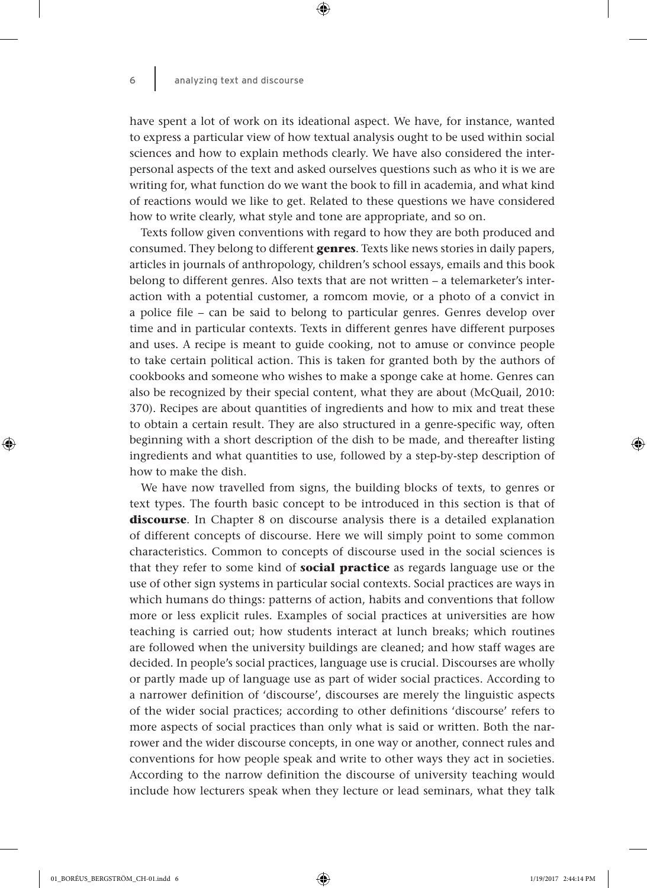have spent a lot of work on its ideational aspect. We have, for instance, wanted to express a particular view of how textual analysis ought to be used within social sciences and how to explain methods clearly. We have also considered the interpersonal aspects of the text and asked ourselves questions such as who it is we are writing for, what function do we want the book to fill in academia, and what kind of reactions would we like to get. Related to these questions we have considered how to write clearly, what style and tone are appropriate, and so on.

Texts follow given conventions with regard to how they are both produced and consumed. They belong to different **genres**. Texts like news stories in daily papers, articles in journals of anthropology, children's school essays, emails and this book belong to different genres. Also texts that are not written – a telemarketer's interaction with a potential customer, a romcom movie, or a photo of a convict in a police file – can be said to belong to particular genres. Genres develop over time and in particular contexts. Texts in different genres have different purposes and uses. A recipe is meant to guide cooking, not to amuse or convince people to take certain political action. This is taken for granted both by the authors of cookbooks and someone who wishes to make a sponge cake at home. Genres can also be recognized by their special content, what they are about (McQuail, 2010: 370). Recipes are about quantities of ingredients and how to mix and treat these to obtain a certain result. They are also structured in a genre-specific way, often beginning with a short description of the dish to be made, and thereafter listing ingredients and what quantities to use, followed by a step-by-step description of how to make the dish.

We have now travelled from signs, the building blocks of texts, to genres or text types. The fourth basic concept to be introduced in this section is that of **discourse**. In Chapter 8 on discourse analysis there is a detailed explanation of different concepts of discourse. Here we will simply point to some common characteristics. Common to concepts of discourse used in the social sciences is that they refer to some kind of **social practice** as regards language use or the use of other sign systems in particular social contexts. Social practices are ways in which humans do things: patterns of action, habits and conventions that follow more or less explicit rules. Examples of social practices at universities are how teaching is carried out; how students interact at lunch breaks; which routines are followed when the university buildings are cleaned; and how staff wages are decided. In people's social practices, language use is crucial. Discourses are wholly or partly made up of language use as part of wider social practices. According to a narrower definition of 'discourse', discourses are merely the linguistic aspects of the wider social practices; according to other definitions 'discourse' refers to more aspects of social practices than only what is said or written. Both the narrower and the wider discourse concepts, in one way or another, connect rules and conventions for how people speak and write to other ways they act in societies. According to the narrow definition the discourse of university teaching would include how lecturers speak when they lecture or lead seminars, what they talk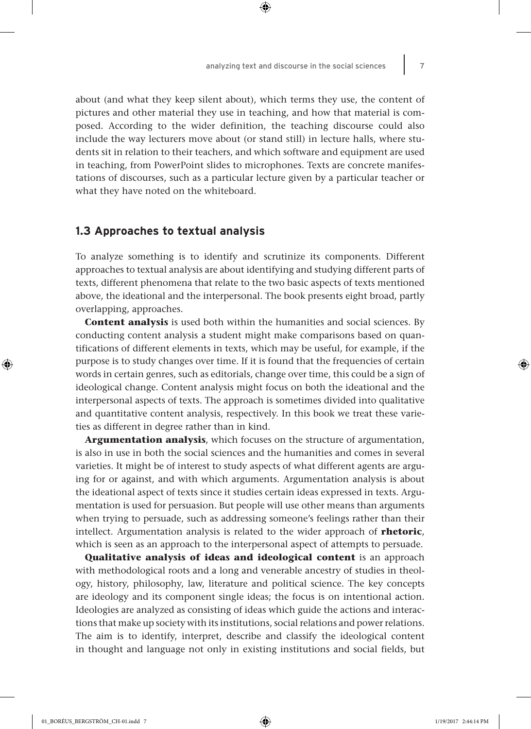about (and what they keep silent about), which terms they use, the content of pictures and other material they use in teaching, and how that material is composed. According to the wider definition, the teaching discourse could also include the way lecturers move about (or stand still) in lecture halls, where students sit in relation to their teachers, and which software and equipment are used in teaching, from PowerPoint slides to microphones. Texts are concrete manifestations of discourses, such as a particular lecture given by a particular teacher or what they have noted on the whiteboard.

## 1.3 Approaches to textual analysis

To analyze something is to identify and scrutinize its components. Different approaches to textual analysis are about identifying and studying different parts of texts, different phenomena that relate to the two basic aspects of texts mentioned above, the ideational and the interpersonal. The book presents eight broad, partly overlapping, approaches.

**Content analysis** is used both within the humanities and social sciences. By conducting content analysis a student might make comparisons based on quantifications of different elements in texts, which may be useful, for example, if the purpose is to study changes over time. If it is found that the frequencies of certain words in certain genres, such as editorials, change over time, this could be a sign of ideological change. Content analysis might focus on both the ideational and the interpersonal aspects of texts. The approach is sometimes divided into qualitative and quantitative content analysis, respectively. In this book we treat these varieties as different in degree rather than in kind.

**Argumentation analysis**, which focuses on the structure of argumentation, is also in use in both the social sciences and the humanities and comes in several varieties. It might be of interest to study aspects of what different agents are arguing for or against, and with which arguments. Argumentation analysis is about the ideational aspect of texts since it studies certain ideas expressed in texts. Argumentation is used for persuasion. But people will use other means than arguments when trying to persuade, such as addressing someone's feelings rather than their intellect. Argumentation analysis is related to the wider approach of **rhetoric**, which is seen as an approach to the interpersonal aspect of attempts to persuade.

**Qualitative analysis of ideas and ideological content** is an approach with methodological roots and a long and venerable ancestry of studies in theology, history, philosophy, law, literature and political science. The key concepts are ideology and its component single ideas; the focus is on intentional action. Ideologies are analyzed as consisting of ideas which guide the actions and interactions that make up society with its institutions, social relations and power relations. The aim is to identify, interpret, describe and classify the ideological content in thought and language not only in existing institutions and social fields, but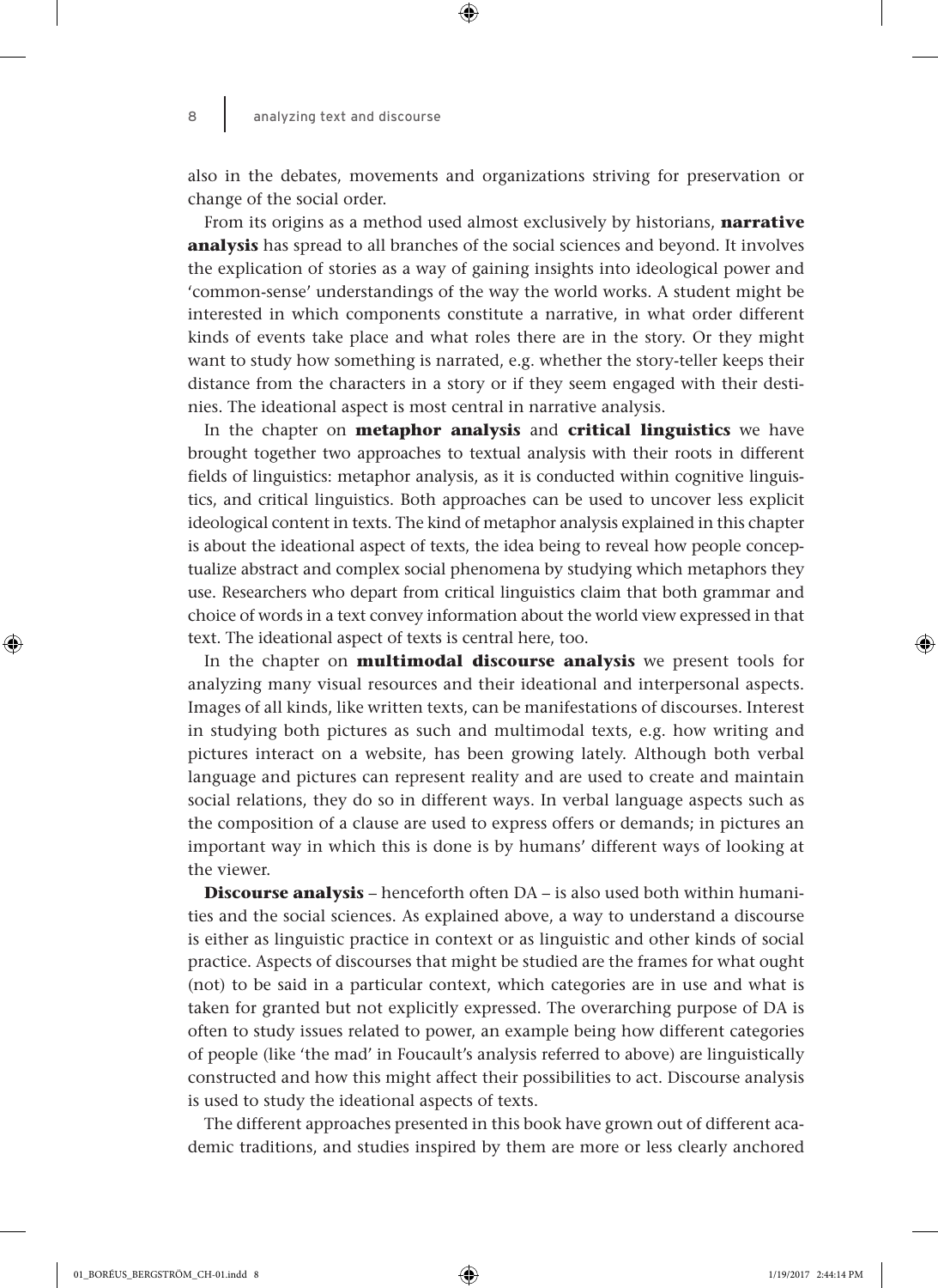also in the debates, movements and organizations striving for preservation or change of the social order.

From its origins as a method used almost exclusively by historians, **narrative analysis** has spread to all branches of the social sciences and beyond. It involves the explication of stories as a way of gaining insights into ideological power and 'common-sense' understandings of the way the world works. A student might be interested in which components constitute a narrative, in what order different kinds of events take place and what roles there are in the story. Or they might want to study how something is narrated, e.g. whether the story-teller keeps their distance from the characters in a story or if they seem engaged with their destinies. The ideational aspect is most central in narrative analysis.

In the chapter on **metaphor analysis** and **critical linguistics** we have brought together two approaches to textual analysis with their roots in different fields of linguistics: metaphor analysis, as it is conducted within cognitive linguistics, and critical linguistics. Both approaches can be used to uncover less explicit ideological content in texts. The kind of metaphor analysis explained in this chapter is about the ideational aspect of texts, the idea being to reveal how people conceptualize abstract and complex social phenomena by studying which metaphors they use. Researchers who depart from critical linguistics claim that both grammar and choice of words in a text convey information about the world view expressed in that text. The ideational aspect of texts is central here, too.

In the chapter on **multimodal discourse analysis** we present tools for analyzing many visual resources and their ideational and interpersonal aspects. Images of all kinds, like written texts, can be manifestations of discourses. Interest in studying both pictures as such and multimodal texts, e.g. how writing and pictures interact on a website, has been growing lately. Although both verbal language and pictures can represent reality and are used to create and maintain social relations, they do so in different ways. In verbal language aspects such as the composition of a clause are used to express offers or demands; in pictures an important way in which this is done is by humans' different ways of looking at the viewer.

**Discourse analysis** – henceforth often DA – is also used both within humanities and the social sciences. As explained above, a way to understand a discourse is either as linguistic practice in context or as linguistic and other kinds of social practice. Aspects of discourses that might be studied are the frames for what ought (not) to be said in a particular context, which categories are in use and what is taken for granted but not explicitly expressed. The overarching purpose of DA is often to study issues related to power, an example being how different categories of people (like 'the mad' in Foucault's analysis referred to above) are linguistically constructed and how this might affect their possibilities to act. Discourse analysis is used to study the ideational aspects of texts.

The different approaches presented in this book have grown out of different academic traditions, and studies inspired by them are more or less clearly anchored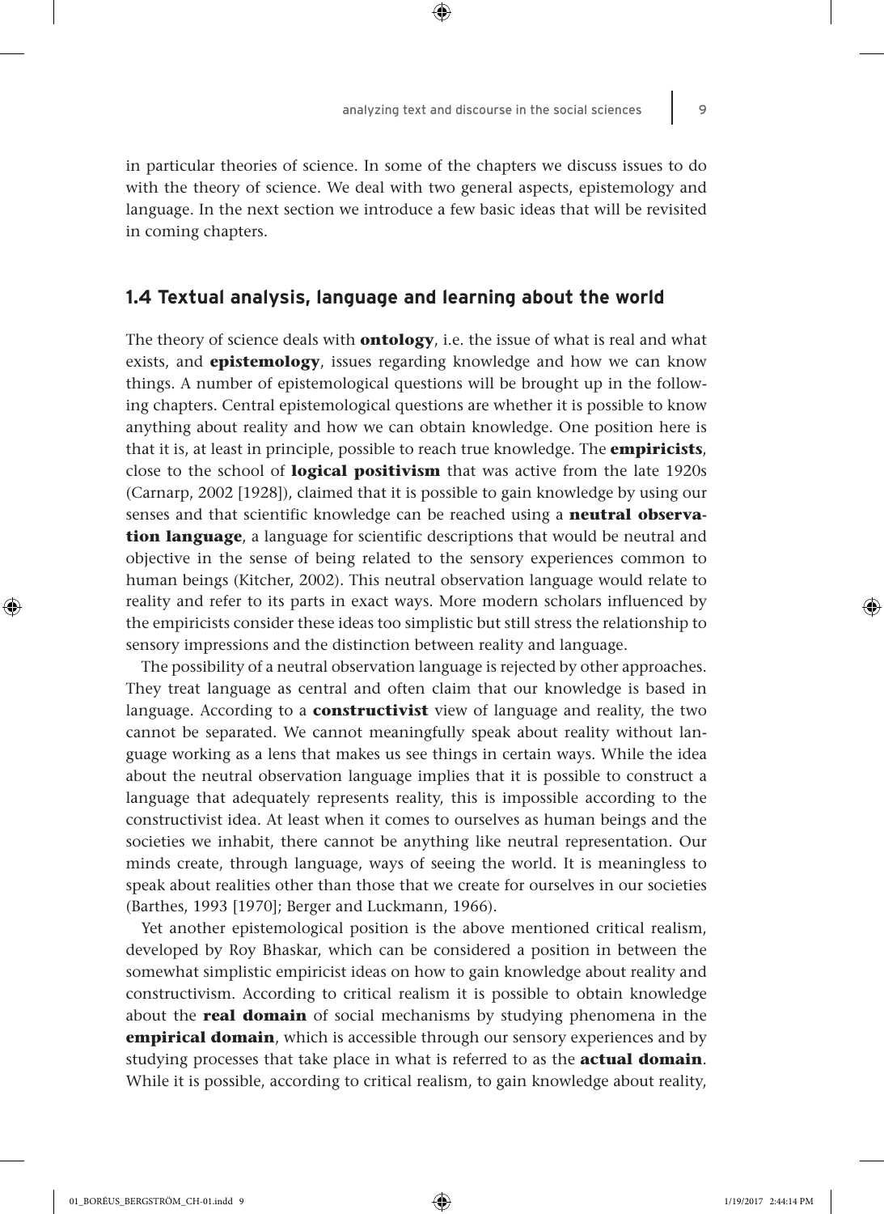in particular theories of science. In some of the chapters we discuss issues to do with the theory of science. We deal with two general aspects, epistemology and language. In the next section we introduce a few basic ideas that will be revisited in coming chapters.

## 1.4 Textual analysis, language and learning about the world

The theory of science deals with **ontology**, i.e. the issue of what is real and what exists, and **epistemology**, issues regarding knowledge and how we can know things. A number of epistemological questions will be brought up in the following chapters. Central epistemological questions are whether it is possible to know anything about reality and how we can obtain knowledge. One position here is that it is, at least in principle, possible to reach true knowledge. The **empiricists**, close to the school of **logical positivism** that was active from the late 1920s (Carnarp, 2002 [1928]), claimed that it is possible to gain knowledge by using our senses and that scientific knowledge can be reached using a **neutral observation language**, a language for scientific descriptions that would be neutral and objective in the sense of being related to the sensory experiences common to human beings (Kitcher, 2002). This neutral observation language would relate to reality and refer to its parts in exact ways. More modern scholars influenced by the empiricists consider these ideas too simplistic but still stress the relationship to sensory impressions and the distinction between reality and language.

The possibility of a neutral observation language is rejected by other approaches. They treat language as central and often claim that our knowledge is based in language. According to a **constructivist** view of language and reality, the two cannot be separated. We cannot meaningfully speak about reality without language working as a lens that makes us see things in certain ways. While the idea about the neutral observation language implies that it is possible to construct a language that adequately represents reality, this is impossible according to the constructivist idea. At least when it comes to ourselves as human beings and the societies we inhabit, there cannot be anything like neutral representation. Our minds create, through language, ways of seeing the world. It is meaningless to speak about realities other than those that we create for ourselves in our societies (Barthes, 1993 [1970]; Berger and Luckmann, 1966).

Yet another epistemological position is the above mentioned critical realism, developed by Roy Bhaskar, which can be considered a position in between the somewhat simplistic empiricist ideas on how to gain knowledge about reality and constructivism. According to critical realism it is possible to obtain knowledge about the **real domain** of social mechanisms by studying phenomena in the **empirical domain**, which is accessible through our sensory experiences and by studying processes that take place in what is referred to as the **actual domain**. While it is possible, according to critical realism, to gain knowledge about reality,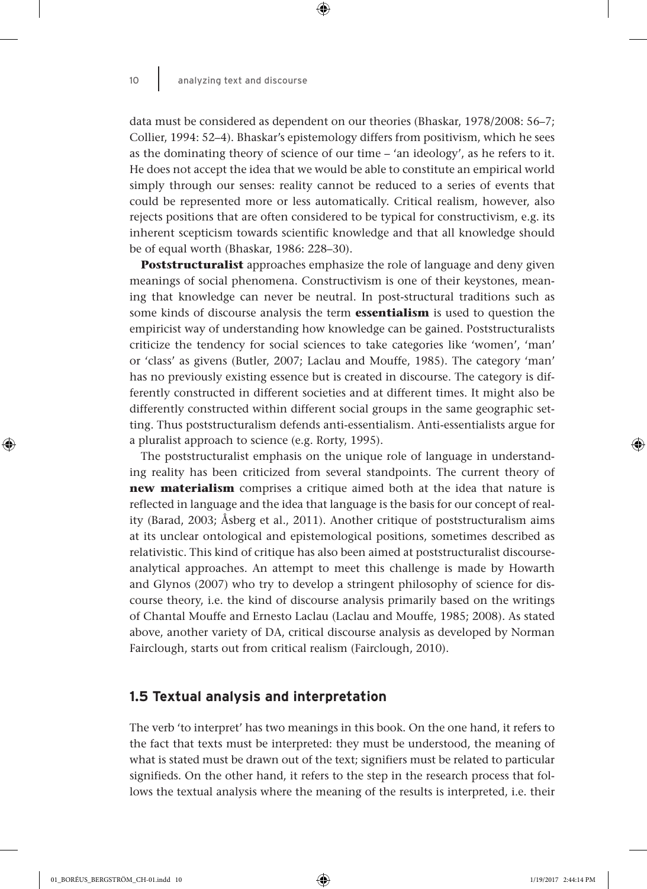data must be considered as dependent on our theories (Bhaskar, 1978/2008: 56–7; Collier, 1994: 52–4). Bhaskar's epistemology differs from positivism, which he sees as the dominating theory of science of our time – 'an ideology', as he refers to it. He does not accept the idea that we would be able to constitute an empirical world simply through our senses: reality cannot be reduced to a series of events that could be represented more or less automatically. Critical realism, however, also rejects positions that are often considered to be typical for constructivism, e.g. its inherent scepticism towards scientific knowledge and that all knowledge should be of equal worth (Bhaskar, 1986: 228–30).

**Poststructuralist** approaches emphasize the role of language and deny given meanings of social phenomena. Constructivism is one of their keystones, meaning that knowledge can never be neutral. In post-structural traditions such as some kinds of discourse analysis the term **essentialism** is used to question the empiricist way of understanding how knowledge can be gained. Poststructuralists criticize the tendency for social sciences to take categories like 'women', 'man' or 'class' as givens (Butler, 2007; Laclau and Mouffe, 1985). The category 'man' has no previously existing essence but is created in discourse. The category is differently constructed in different societies and at different times. It might also be differently constructed within different social groups in the same geographic setting. Thus poststructuralism defends anti-essentialism. Anti-essentialists argue for a pluralist approach to science (e.g. Rorty, 1995).

The poststructuralist emphasis on the unique role of language in understanding reality has been criticized from several standpoints. The current theory of **new materialism** comprises a critique aimed both at the idea that nature is reflected in language and the idea that language is the basis for our concept of reality (Barad, 2003; Åsberg et al., 2011). Another critique of poststructuralism aims at its unclear ontological and epistemological positions, sometimes described as relativistic. This kind of critique has also been aimed at poststructuralist discourse-analytical approaches. An attempt to meet this challenge is made by Howarth and Glynos (2007) who try to develop a stringent philosophy of science for discourse theory, i.e. the kind of discourse analysis primarily based on the writings of Chantal Mouffe and Ernesto Laclau (Laclau and Mouffe, 1985; 2008). As stated above, another variety of DA, critical discourse analysis as developed by Norman Fairclough, starts out from critical realism (Fairclough, 2010).

## 1.5 Textual analysis and interpretation

The verb 'to interpret' has two meanings in this book. On the one hand, it refers to the fact that texts must be interpreted: they must be understood, the meaning of what is stated must be drawn out of the text; signifiers must be related to particular signifieds. On the other hand, it refers to the step in the research process that follows the textual analysis where the meaning of the results is interpreted, i.e. their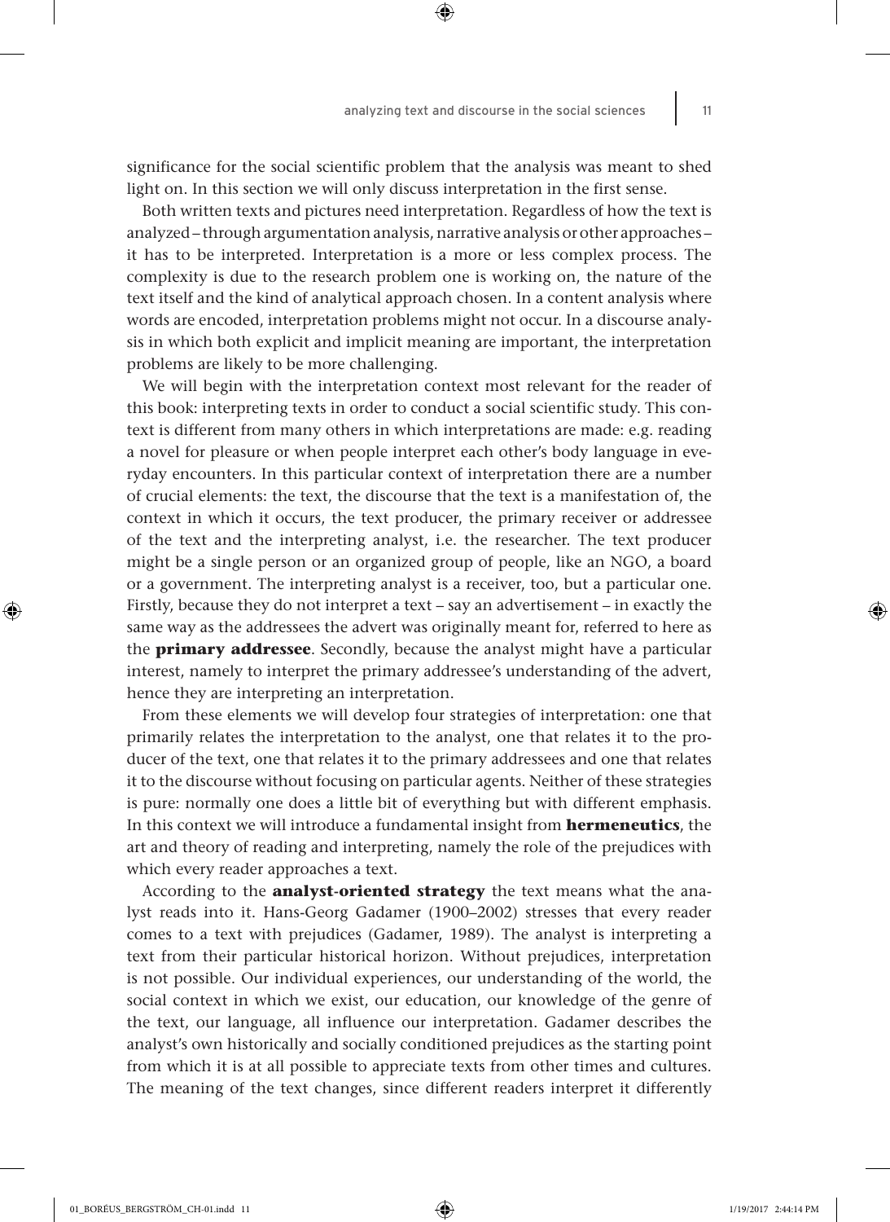significance for the social scientific problem that the analysis was meant to shed light on. In this section we will only discuss interpretation in the first sense.

Both written texts and pictures need interpretation. Regardless of how the text is analyzed – through argumentation analysis, narrative analysis or other approaches – it has to be interpreted. Interpretation is a more or less complex process. The complexity is due to the research problem one is working on, the nature of the text itself and the kind of analytical approach chosen. In a content analysis where words are encoded, interpretation problems might not occur. In a discourse analysis in which both explicit and implicit meaning are important, the interpretation problems are likely to be more challenging.

We will begin with the interpretation context most relevant for the reader of this book: interpreting texts in order to conduct a social scientific study. This context is different from many others in which interpretations are made: e.g. reading a novel for pleasure or when people interpret each other's body language in everyday encounters. In this particular context of interpretation there are a number of crucial elements: the text, the discourse that the text is a manifestation of, the context in which it occurs, the text producer, the primary receiver or addressee of the text and the interpreting analyst, i.e. the researcher. The text producer might be a single person or an organized group of people, like an NGO, a board or a government. The interpreting analyst is a receiver, too, but a particular one. Firstly, because they do not interpret a text – say an advertisement – in exactly the same way as the addressees the advert was originally meant for, referred to here as the **primary addressee**. Secondly, because the analyst might have a particular interest, namely to interpret the primary addressee's understanding of the advert, hence they are interpreting an interpretation.

From these elements we will develop four strategies of interpretation: one that primarily relates the interpretation to the analyst, one that relates it to the producer of the text, one that relates it to the primary addressees and one that relates it to the discourse without focusing on particular agents. Neither of these strategies is pure: normally one does a little bit of everything but with different emphasis. In this context we will introduce a fundamental insight from **hermeneutics**, the art and theory of reading and interpreting, namely the role of the prejudices with which every reader approaches a text.

According to the **analyst-oriented strategy** the text means what the analyst reads into it. Hans-Georg Gadamer (1900–2002) stresses that every reader comes to a text with prejudices (Gadamer, 1989). The analyst is interpreting a text from their particular historical horizon. Without prejudices, interpretation is not possible. Our individual experiences, our understanding of the world, the social context in which we exist, our education, our knowledge of the genre of the text, our language, all influence our interpretation. Gadamer describes the analyst's own historically and socially conditioned prejudices as the starting point from which it is at all possible to appreciate texts from other times and cultures. The meaning of the text changes, since different readers interpret it differently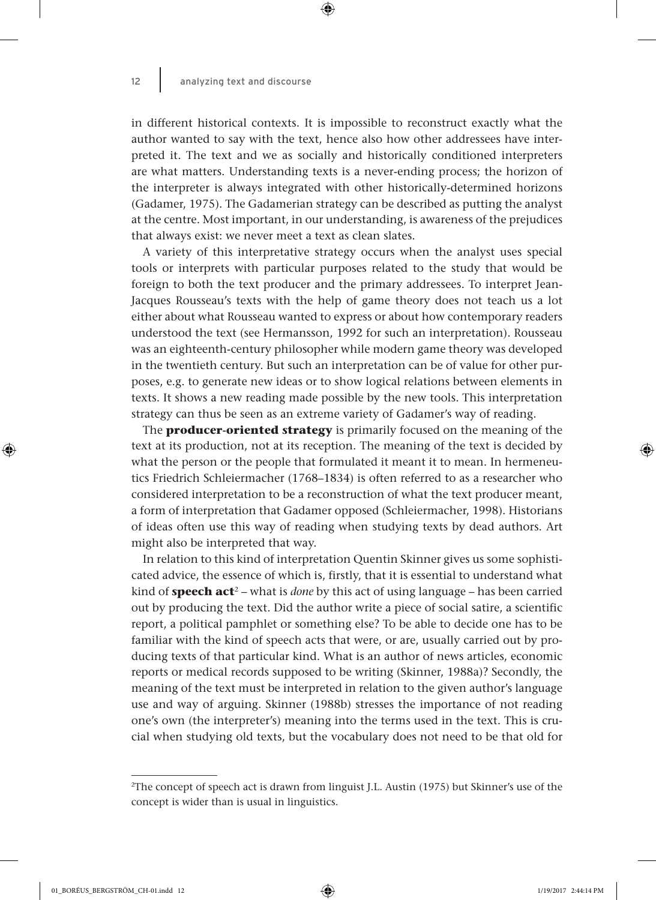in different historical contexts. It is impossible to reconstruct exactly what the author wanted to say with the text, hence also how other addressees have interpreted it. The text and we as socially and historically conditioned interpreters are what matters. Understanding texts is a never-ending process; the horizon of the interpreter is always integrated with other historically-determined horizons (Gadamer, 1975). The Gadamerian strategy can be described as putting the analyst at the centre. Most important, in our understanding, is awareness of the prejudices that always exist: we never meet a text as clean slates.

A variety of this interpretative strategy occurs when the analyst uses special tools or interprets with particular purposes related to the study that would be foreign to both the text producer and the primary addressees. To interpret Jean-Jacques Rousseau's texts with the help of game theory does not teach us a lot either about what Rousseau wanted to express or about how contemporary readers understood the text (see Hermansson, 1992 for such an interpretation). Rousseau was an eighteenth-century philosopher while modern game theory was developed in the twentieth century. But such an interpretation can be of value for other purposes, e.g. to generate new ideas or to show logical relations between elements in texts. It shows a new reading made possible by the new tools. This interpretation strategy can thus be seen as an extreme variety of Gadamer's way of reading.

The **producer-oriented strategy** is primarily focused on the meaning of the text at its production, not at its reception. The meaning of the text is decided by what the person or the people that formulated it meant it to mean. In hermeneutics Friedrich Schleiermacher (1768–1834) is often referred to as a researcher who considered interpretation to be a reconstruction of what the text producer meant, a form of interpretation that Gadamer opposed (Schleiermacher, 1998). Historians of ideas often use this way of reading when studying texts by dead authors. Art might also be interpreted that way.

In relation to this kind of interpretation Quentin Skinner gives us some sophisticated advice, the essence of which is, firstly, that it is essential to understand what kind of **speech act**[2] – what is *done* by this act of using language – has been carried out by producing the text. Did the author write a piece of social satire, a scientific report, a political pamphlet or something else? To be able to decide one has to be familiar with the kind of speech acts that were, or are, usually carried out by producing texts of that particular kind. What is an author of news articles, economic reports or medical records supposed to be writing (Skinner, 1988a)? Secondly, the meaning of the text must be interpreted in relation to the given author's language use and way of arguing. Skinner (1988b) stresses the importance of not reading one's own (the interpreter's) meaning into the terms used in the text. This is crucial when studying old texts, but the vocabulary does not need to be that old for

---

[2]The concept of speech act is drawn from linguist J.L. Austin (1975) but Skinner's use of the concept is wider than is usual in linguistics.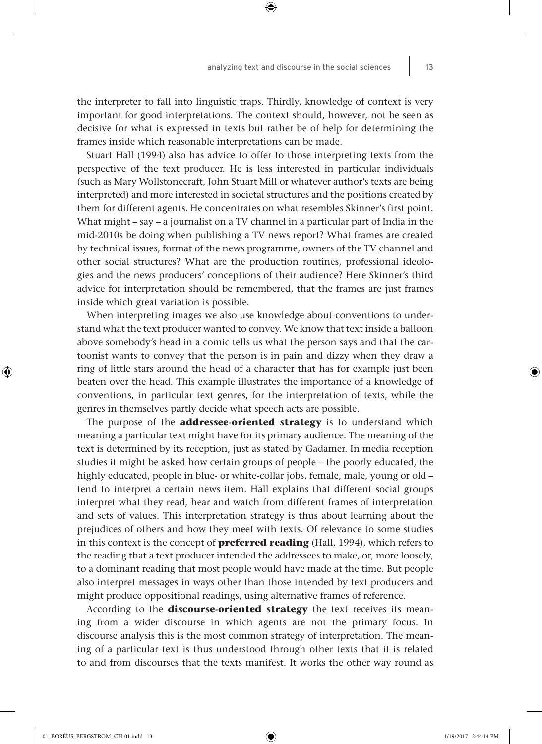the interpreter to fall into linguistic traps. Thirdly, knowledge of context is very important for good interpretations. The context should, however, not be seen as decisive for what is expressed in texts but rather be of help for determining the frames inside which reasonable interpretations can be made.

Stuart Hall (1994) also has advice to offer to those interpreting texts from the perspective of the text producer. He is less interested in particular individuals (such as Mary Wollstonecraft, John Stuart Mill or whatever author's texts are being interpreted) and more interested in societal structures and the positions created by them for different agents. He concentrates on what resembles Skinner's first point. What might – say – a journalist on a TV channel in a particular part of India in the mid-2010s be doing when publishing a TV news report? What frames are created by technical issues, format of the news programme, owners of the TV channel and other social structures? What are the production routines, professional ideologies and the news producers' conceptions of their audience? Here Skinner's third advice for interpretation should be remembered, that the frames are just frames inside which great variation is possible.

When interpreting images we also use knowledge about conventions to understand what the text producer wanted to convey. We know that text inside a balloon above somebody's head in a comic tells us what the person says and that the cartoonist wants to convey that the person is in pain and dizzy when they draw a ring of little stars around the head of a character that has for example just been beaten over the head. This example illustrates the importance of a knowledge of conventions, in particular text genres, for the interpretation of texts, while the genres in themselves partly decide what speech acts are possible.

The purpose of the **addressee-oriented strategy** is to understand which meaning a particular text might have for its primary audience. The meaning of the text is determined by its reception, just as stated by Gadamer. In media reception studies it might be asked how certain groups of people – the poorly educated, the highly educated, people in blue- or white-collar jobs, female, male, young or old – tend to interpret a certain news item. Hall explains that different social groups interpret what they read, hear and watch from different frames of interpretation and sets of values. This interpretation strategy is thus about learning about the prejudices of others and how they meet with texts. Of relevance to some studies in this context is the concept of **preferred reading** (Hall, 1994), which refers to the reading that a text producer intended the addressees to make, or, more loosely, to a dominant reading that most people would have made at the time. But people also interpret messages in ways other than those intended by text producers and might produce oppositional readings, using alternative frames of reference.

According to the **discourse-oriented strategy** the text receives its meaning from a wider discourse in which agents are not the primary focus. In discourse analysis this is the most common strategy of interpretation. The meaning of a particular text is thus understood through other texts that it is related to and from discourses that the texts manifest. It works the other way round as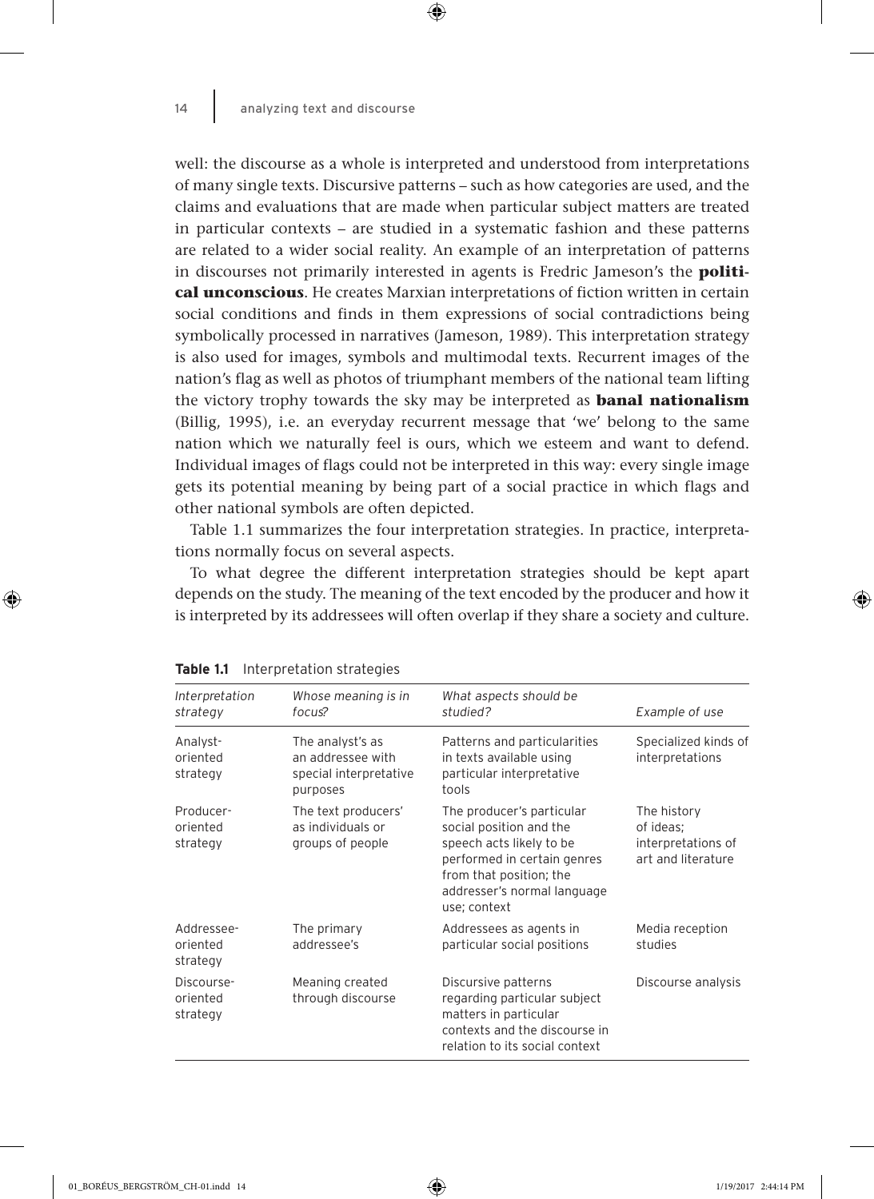well: the discourse as a whole is interpreted and understood from interpretations of many single texts. Discursive patterns – such as how categories are used, and the claims and evaluations that are made when particular subject matters are treated in particular contexts – are studied in a systematic fashion and these patterns are related to a wider social reality. An example of an interpretation of patterns in discourses not primarily interested in agents is Fredric Jameson's the **political unconscious**. He creates Marxian interpretations of fiction written in certain social conditions and finds in them expressions of social contradictions being symbolically processed in narratives (Jameson, 1989). This interpretation strategy is also used for images, symbols and multimodal texts. Recurrent images of the nation's flag as well as photos of triumphant members of the national team lifting the victory trophy towards the sky may be interpreted as **banal nationalism** (Billig, 1995), i.e. an everyday recurrent message that 'we' belong to the same nation which we naturally feel is ours, which we esteem and want to defend. Individual images of flags could not be interpreted in this way: every single image gets its potential meaning by being part of a social practice in which flags and other national symbols are often depicted.

Table 1.1 summarizes the four interpretation strategies. In practice, interpretations normally focus on several aspects.

To what degree the different interpretation strategies should be kept apart depends on the study. The meaning of the text encoded by the producer and how it is interpreted by its addressees will often overlap if they share a society and culture.

**Table 1.1** Interpretation strategies

| *Interpretation strategy* | *Whose meaning is in focus?* | *What aspects should be studied?* | *Example of use* |
|---|---|---|---|
| Analyst-oriented strategy | The analyst's as an addressee with special interpretative purposes | Patterns and particularities in texts available using particular interpretative tools | Specialized kinds of interpretations |
| Producer-oriented strategy | The text producers' as individuals or groups of people | The producer's particular social position and the speech acts likely to be performed in certain genres from that position; the addresser's normal language use; context | The history of ideas; interpretations of art and literature |
| Addressee-oriented strategy | The primary addressee's | Addressees as agents in particular social positions | Media reception studies |
| Discourse-oriented strategy | Meaning created through discourse | Discursive patterns regarding particular subject matters in particular contexts and the discourse in relation to its social context | Discourse analysis |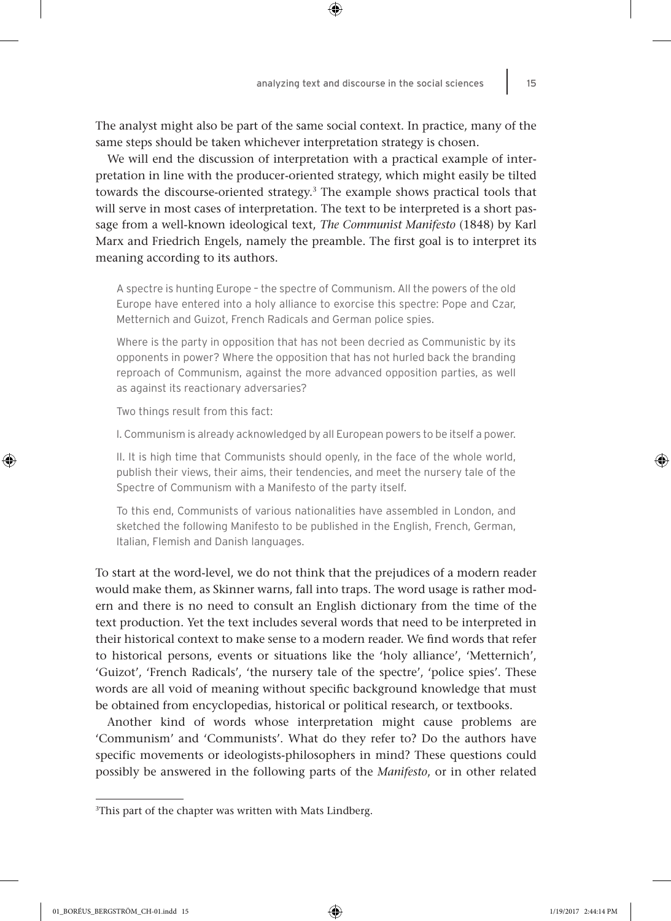The analyst might also be part of the same social context. In practice, many of the same steps should be taken whichever interpretation strategy is chosen.

We will end the discussion of interpretation with a practical example of interpretation in line with the producer-oriented strategy, which might easily be tilted towards the discourse-oriented strategy.[3] The example shows practical tools that will serve in most cases of interpretation. The text to be interpreted is a short passage from a well-known ideological text, *The Communist Manifesto* (1848) by Karl Marx and Friedrich Engels, namely the preamble. The first goal is to interpret its meaning according to its authors.

> A spectre is hunting Europe – the spectre of Communism. All the powers of the old Europe have entered into a holy alliance to exorcise this spectre: Pope and Czar, Metternich and Guizot, French Radicals and German police spies.
>
> Where is the party in opposition that has not been decried as Communistic by its opponents in power? Where the opposition that has not hurled back the branding reproach of Communism, against the more advanced opposition parties, as well as against its reactionary adversaries?
>
> Two things result from this fact:
>
> I. Communism is already acknowledged by all European powers to be itself a power.
>
> II. It is high time that Communists should openly, in the face of the whole world, publish their views, their aims, their tendencies, and meet the nursery tale of the Spectre of Communism with a Manifesto of the party itself.
>
> To this end, Communists of various nationalities have assembled in London, and sketched the following Manifesto to be published in the English, French, German, Italian, Flemish and Danish languages.

To start at the word-level, we do not think that the prejudices of a modern reader would make them, as Skinner warns, fall into traps. The word usage is rather modern and there is no need to consult an English dictionary from the time of the text production. Yet the text includes several words that need to be interpreted in their historical context to make sense to a modern reader. We find words that refer to historical persons, events or situations like the 'holy alliance', 'Metternich', 'Guizot', 'French Radicals', 'the nursery tale of the spectre', 'police spies'. These words are all void of meaning without specific background knowledge that must be obtained from encyclopedias, historical or political research, or textbooks.

Another kind of words whose interpretation might cause problems are 'Communism' and 'Communists'. What do they refer to? Do the authors have specific movements or ideologists-philosophers in mind? These questions could possibly be answered in the following parts of the *Manifesto*, or in other related

[3]This part of the chapter was written with Mats Lindberg.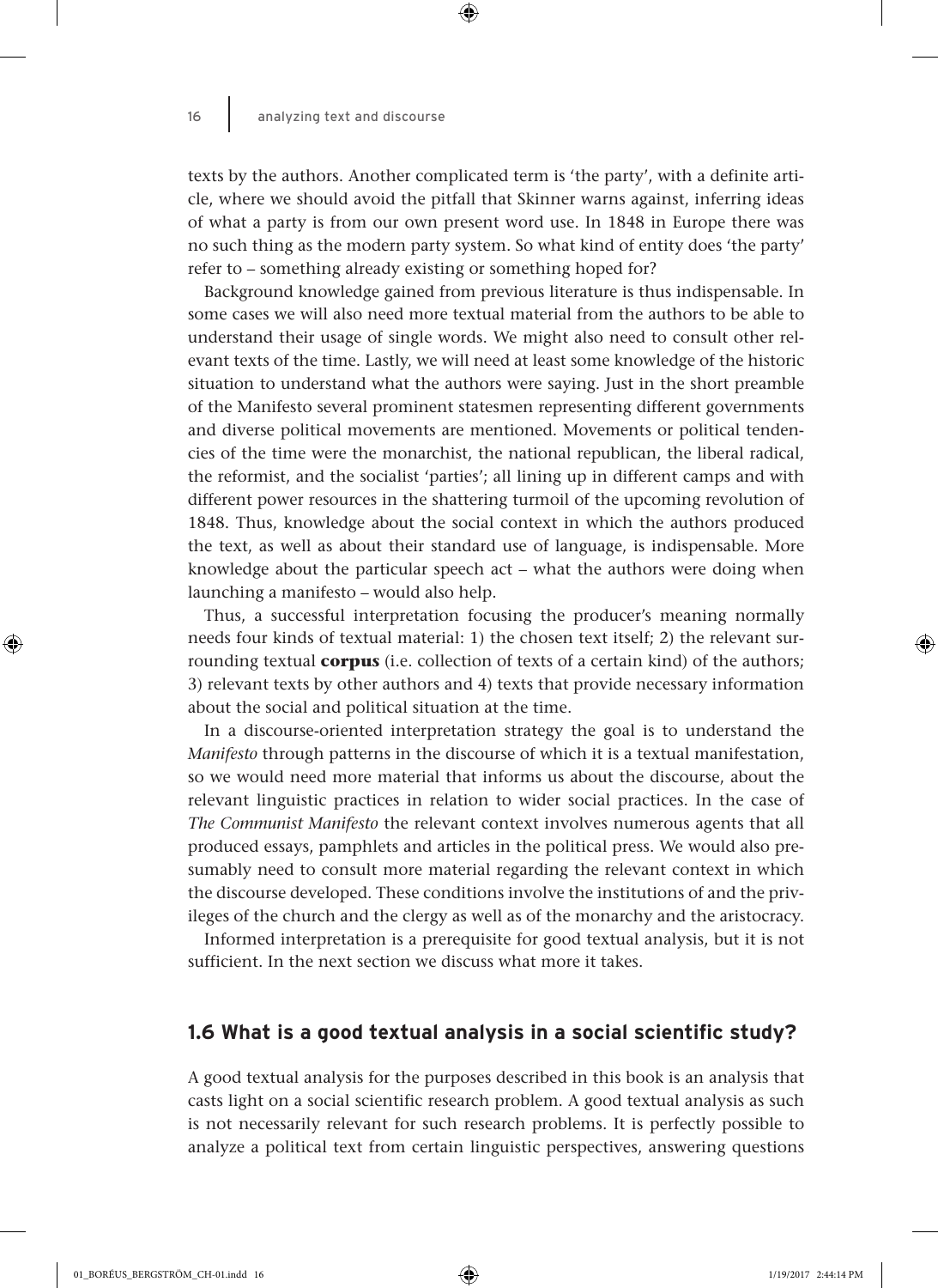texts by the authors. Another complicated term is 'the party', with a definite article, where we should avoid the pitfall that Skinner warns against, inferring ideas of what a party is from our own present word use. In 1848 in Europe there was no such thing as the modern party system. So what kind of entity does 'the party' refer to – something already existing or something hoped for?

Background knowledge gained from previous literature is thus indispensable. In some cases we will also need more textual material from the authors to be able to understand their usage of single words. We might also need to consult other relevant texts of the time. Lastly, we will need at least some knowledge of the historic situation to understand what the authors were saying. Just in the short preamble of the Manifesto several prominent statesmen representing different governments and diverse political movements are mentioned. Movements or political tendencies of the time were the monarchist, the national republican, the liberal radical, the reformist, and the socialist 'parties'; all lining up in different camps and with different power resources in the shattering turmoil of the upcoming revolution of 1848. Thus, knowledge about the social context in which the authors produced the text, as well as about their standard use of language, is indispensable. More knowledge about the particular speech act – what the authors were doing when launching a manifesto – would also help.

Thus, a successful interpretation focusing the producer's meaning normally needs four kinds of textual material: 1) the chosen text itself; 2) the relevant surrounding textual **corpus** (i.e. collection of texts of a certain kind) of the authors; 3) relevant texts by other authors and 4) texts that provide necessary information about the social and political situation at the time.

In a discourse-oriented interpretation strategy the goal is to understand the *Manifesto* through patterns in the discourse of which it is a textual manifestation, so we would need more material that informs us about the discourse, about the relevant linguistic practices in relation to wider social practices. In the case of *The Communist Manifesto* the relevant context involves numerous agents that all produced essays, pamphlets and articles in the political press. We would also presumably need to consult more material regarding the relevant context in which the discourse developed. These conditions involve the institutions of and the privileges of the church and the clergy as well as of the monarchy and the aristocracy.

Informed interpretation is a prerequisite for good textual analysis, but it is not sufficient. In the next section we discuss what more it takes.

## 1.6 What is a good textual analysis in a social scientific study?

A good textual analysis for the purposes described in this book is an analysis that casts light on a social scientific research problem. A good textual analysis as such is not necessarily relevant for such research problems. It is perfectly possible to analyze a political text from certain linguistic perspectives, answering questions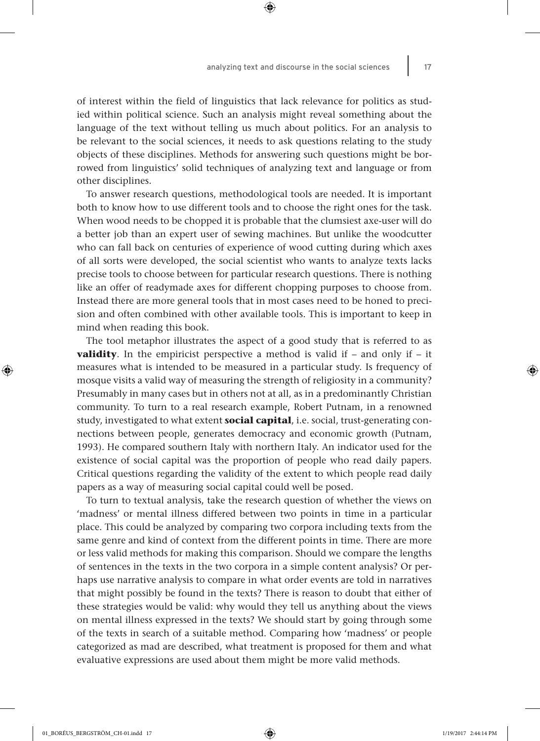of interest within the field of linguistics that lack relevance for politics as studied within political science. Such an analysis might reveal something about the language of the text without telling us much about politics. For an analysis to be relevant to the social sciences, it needs to ask questions relating to the study objects of these disciplines. Methods for answering such questions might be borrowed from linguistics' solid techniques of analyzing text and language or from other disciplines.

To answer research questions, methodological tools are needed. It is important both to know how to use different tools and to choose the right ones for the task. When wood needs to be chopped it is probable that the clumsiest axe-user will do a better job than an expert user of sewing machines. But unlike the woodcutter who can fall back on centuries of experience of wood cutting during which axes of all sorts were developed, the social scientist who wants to analyze texts lacks precise tools to choose between for particular research questions. There is nothing like an offer of readymade axes for different chopping purposes to choose from. Instead there are more general tools that in most cases need to be honed to precision and often combined with other available tools. This is important to keep in mind when reading this book.

The tool metaphor illustrates the aspect of a good study that is referred to as **validity**. In the empiricist perspective a method is valid if – and only if – it measures what is intended to be measured in a particular study. Is frequency of mosque visits a valid way of measuring the strength of religiosity in a community? Presumably in many cases but in others not at all, as in a predominantly Christian community. To turn to a real research example, Robert Putnam, in a renowned study, investigated to what extent **social capital**, i.e. social, trust-generating connections between people, generates democracy and economic growth (Putnam, 1993). He compared southern Italy with northern Italy. An indicator used for the existence of social capital was the proportion of people who read daily papers. Critical questions regarding the validity of the extent to which people read daily papers as a way of measuring social capital could well be posed.

To turn to textual analysis, take the research question of whether the views on 'madness' or mental illness differed between two points in time in a particular place. This could be analyzed by comparing two corpora including texts from the same genre and kind of context from the different points in time. There are more or less valid methods for making this comparison. Should we compare the lengths of sentences in the texts in the two corpora in a simple content analysis? Or perhaps use narrative analysis to compare in what order events are told in narratives that might possibly be found in the texts? There is reason to doubt that either of these strategies would be valid: why would they tell us anything about the views on mental illness expressed in the texts? We should start by going through some of the texts in search of a suitable method. Comparing how 'madness' or people categorized as mad are described, what treatment is proposed for them and what evaluative expressions are used about them might be more valid methods.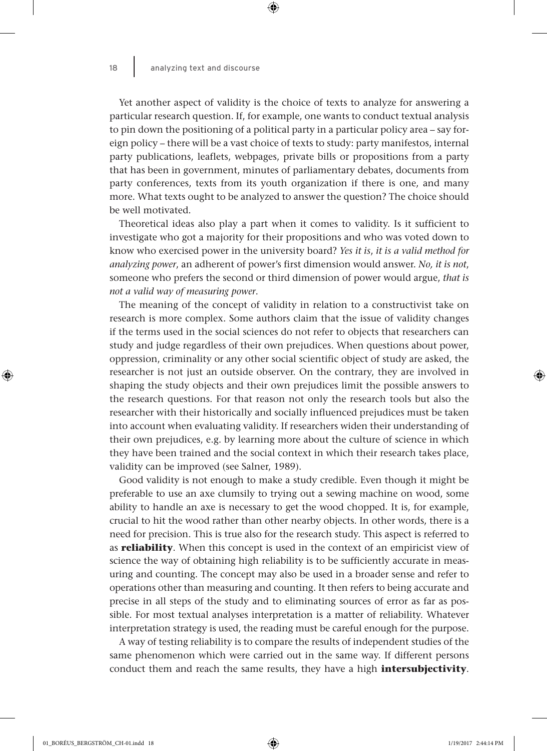Yet another aspect of validity is the choice of texts to analyze for answering a particular research question. If, for example, one wants to conduct textual analysis to pin down the positioning of a political party in a particular policy area – say foreign policy – there will be a vast choice of texts to study: party manifestos, internal party publications, leaflets, webpages, private bills or propositions from a party that has been in government, minutes of parliamentary debates, documents from party conferences, texts from its youth organization if there is one, and many more. What texts ought to be analyzed to answer the question? The choice should be well motivated.

Theoretical ideas also play a part when it comes to validity. Is it sufficient to investigate who got a majority for their propositions and who was voted down to know who exercised power in the university board? *Yes it is, it is a valid method for analyzing power*, an adherent of power's first dimension would answer. *No, it is not*, someone who prefers the second or third dimension of power would argue, *that is not a valid way of measuring power*.

The meaning of the concept of validity in relation to a constructivist take on research is more complex. Some authors claim that the issue of validity changes if the terms used in the social sciences do not refer to objects that researchers can study and judge regardless of their own prejudices. When questions about power, oppression, criminality or any other social scientific object of study are asked, the researcher is not just an outside observer. On the contrary, they are involved in shaping the study objects and their own prejudices limit the possible answers to the research questions. For that reason not only the research tools but also the researcher with their historically and socially influenced prejudices must be taken into account when evaluating validity. If researchers widen their understanding of their own prejudices, e.g. by learning more about the culture of science in which they have been trained and the social context in which their research takes place, validity can be improved (see Salner, 1989).

Good validity is not enough to make a study credible. Even though it might be preferable to use an axe clumsily to trying out a sewing machine on wood, some ability to handle an axe is necessary to get the wood chopped. It is, for example, crucial to hit the wood rather than other nearby objects. In other words, there is a need for precision. This is true also for the research study. This aspect is referred to as **reliability**. When this concept is used in the context of an empiricist view of science the way of obtaining high reliability is to be sufficiently accurate in measuring and counting. The concept may also be used in a broader sense and refer to operations other than measuring and counting. It then refers to being accurate and precise in all steps of the study and to eliminating sources of error as far as possible. For most textual analyses interpretation is a matter of reliability. Whatever interpretation strategy is used, the reading must be careful enough for the purpose.

A way of testing reliability is to compare the results of independent studies of the same phenomenon which were carried out in the same way. If different persons conduct them and reach the same results, they have a high **intersubjectivity**.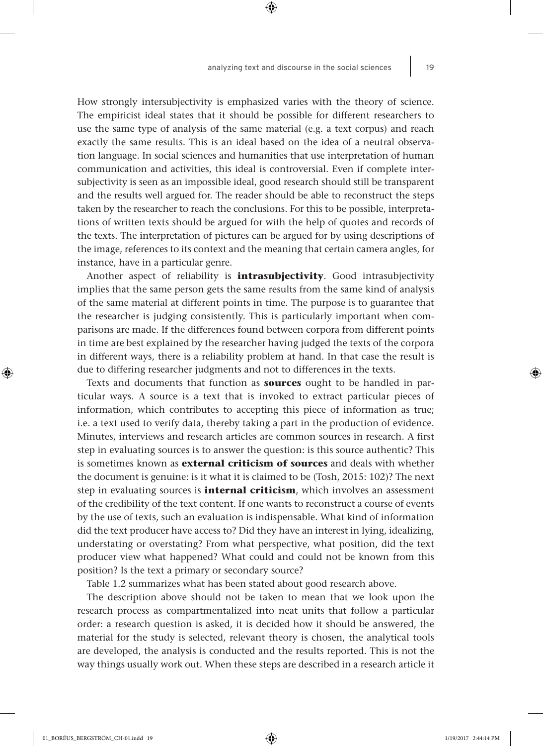How strongly intersubjectivity is emphasized varies with the theory of science. The empiricist ideal states that it should be possible for different researchers to use the same type of analysis of the same material (e.g. a text corpus) and reach exactly the same results. This is an ideal based on the idea of a neutral observation language. In social sciences and humanities that use interpretation of human communication and activities, this ideal is controversial. Even if complete intersubjectivity is seen as an impossible ideal, good research should still be transparent and the results well argued for. The reader should be able to reconstruct the steps taken by the researcher to reach the conclusions. For this to be possible, interpretations of written texts should be argued for with the help of quotes and records of the texts. The interpretation of pictures can be argued for by using descriptions of the image, references to its context and the meaning that certain camera angles, for instance, have in a particular genre.

Another aspect of reliability is **intrasubjectivity**. Good intrasubjectivity implies that the same person gets the same results from the same kind of analysis of the same material at different points in time. The purpose is to guarantee that the researcher is judging consistently. This is particularly important when comparisons are made. If the differences found between corpora from different points in time are best explained by the researcher having judged the texts of the corpora in different ways, there is a reliability problem at hand. In that case the result is due to differing researcher judgments and not to differences in the texts.

Texts and documents that function as **sources** ought to be handled in particular ways. A source is a text that is invoked to extract particular pieces of information, which contributes to accepting this piece of information as true; i.e. a text used to verify data, thereby taking a part in the production of evidence. Minutes, interviews and research articles are common sources in research. A first step in evaluating sources is to answer the question: is this source authentic? This is sometimes known as **external criticism of sources** and deals with whether the document is genuine: is it what it is claimed to be (Tosh, 2015: 102)? The next step in evaluating sources is **internal criticism**, which involves an assessment of the credibility of the text content. If one wants to reconstruct a course of events by the use of texts, such an evaluation is indispensable. What kind of information did the text producer have access to? Did they have an interest in lying, idealizing, understating or overstating? From what perspective, what position, did the text producer view what happened? What could and could not be known from this position? Is the text a primary or secondary source?

Table 1.2 summarizes what has been stated about good research above.

The description above should not be taken to mean that we look upon the research process as compartmentalized into neat units that follow a particular order: a research question is asked, it is decided how it should be answered, the material for the study is selected, relevant theory is chosen, the analytical tools are developed, the analysis is conducted and the results reported. This is not the way things usually work out. When these steps are described in a research article it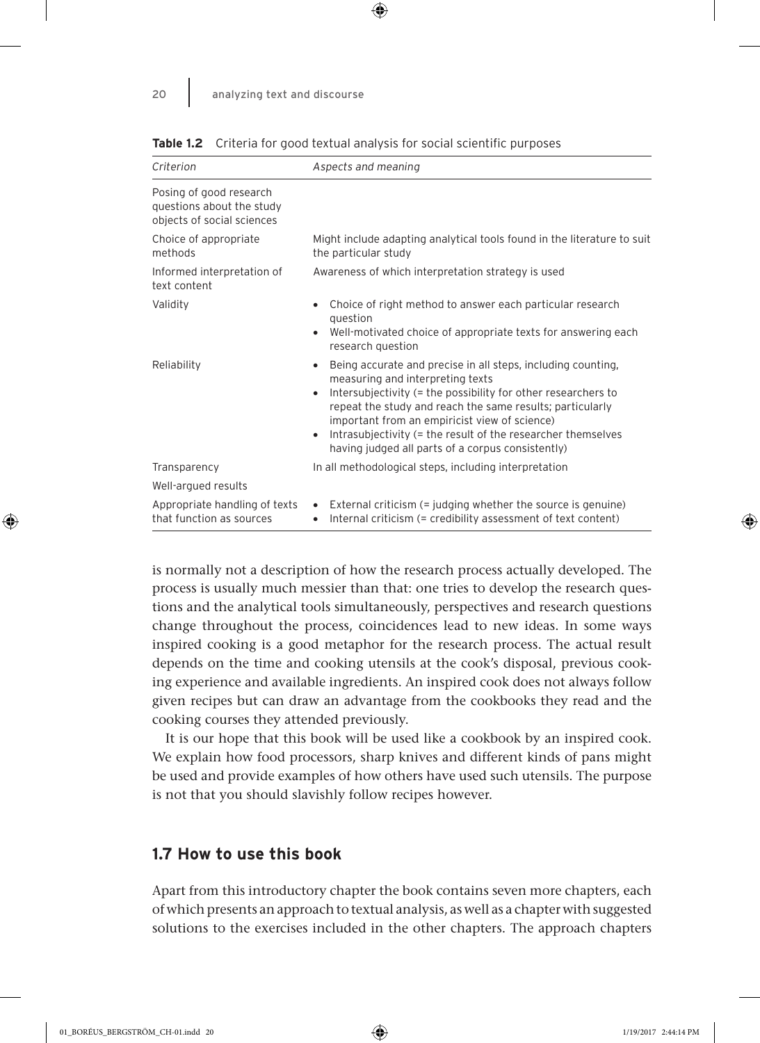**Table 1.2** Criteria for good textual analysis for social scientific purposes

| *Criterion* | *Aspects and meaning* |
|---|---|
| Posing of good research questions about the study objects of social sciences | |
| Choice of appropriate methods | Might include adapting analytical tools found in the literature to suit the particular study |
| Informed interpretation of text content | Awareness of which interpretation strategy is used |
| Validity | • Choice of right method to answer each particular research question<br>• Well-motivated choice of appropriate texts for answering each research question |
| Reliability | • Being accurate and precise in all steps, including counting, measuring and interpreting texts<br>• Intersubjectivity (= the possibility for other researchers to repeat the study and reach the same results; particularly important from an empiricist view of science)<br>• Intrasubjectivity (= the result of the researcher themselves having judged all parts of a corpus consistently) |
| Transparency | In all methodological steps, including interpretation |
| Well-argued results | |
| Appropriate handling of texts that function as sources | • External criticism (= judging whether the source is genuine)<br>• Internal criticism (= credibility assessment of text content) |

is normally not a description of how the research process actually developed. The process is usually much messier than that: one tries to develop the research questions and the analytical tools simultaneously, perspectives and research questions change throughout the process, coincidences lead to new ideas. In some ways inspired cooking is a good metaphor for the research process. The actual result depends on the time and cooking utensils at the cook's disposal, previous cooking experience and available ingredients. An inspired cook does not always follow given recipes but can draw an advantage from the cookbooks they read and the cooking courses they attended previously.

It is our hope that this book will be used like a cookbook by an inspired cook. We explain how food processors, sharp knives and different kinds of pans might be used and provide examples of how others have used such utensils. The purpose is not that you should slavishly follow recipes however.

## 1.7 How to use this book

Apart from this introductory chapter the book contains seven more chapters, each of which presents an approach to textual analysis, as well as a chapter with suggested solutions to the exercises included in the other chapters. The approach chapters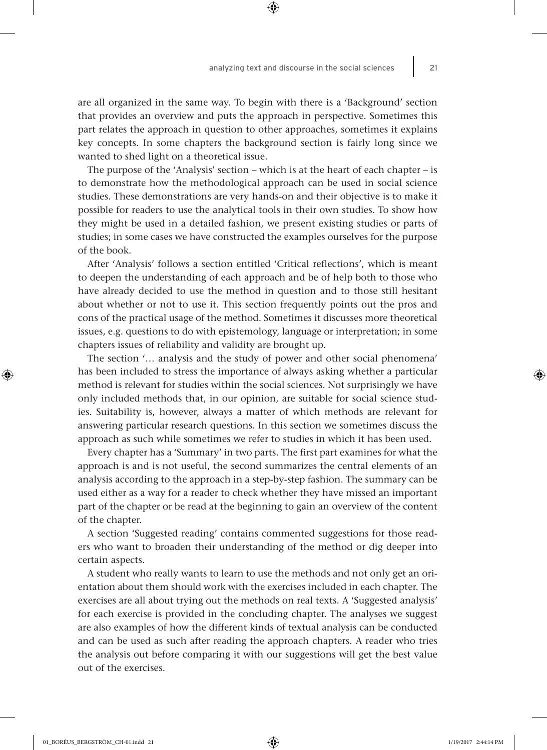are all organized in the same way. To begin with there is a 'Background' section that provides an overview and puts the approach in perspective. Sometimes this part relates the approach in question to other approaches, sometimes it explains key concepts. In some chapters the background section is fairly long since we wanted to shed light on a theoretical issue.

The purpose of the 'Analysis' section – which is at the heart of each chapter – is to demonstrate how the methodological approach can be used in social science studies. These demonstrations are very hands-on and their objective is to make it possible for readers to use the analytical tools in their own studies. To show how they might be used in a detailed fashion, we present existing studies or parts of studies; in some cases we have constructed the examples ourselves for the purpose of the book.

After 'Analysis' follows a section entitled 'Critical reflections', which is meant to deepen the understanding of each approach and be of help both to those who have already decided to use the method in question and to those still hesitant about whether or not to use it. This section frequently points out the pros and cons of the practical usage of the method. Sometimes it discusses more theoretical issues, e.g. questions to do with epistemology, language or interpretation; in some chapters issues of reliability and validity are brought up.

The section '… analysis and the study of power and other social phenomena' has been included to stress the importance of always asking whether a particular method is relevant for studies within the social sciences. Not surprisingly we have only included methods that, in our opinion, are suitable for social science studies. Suitability is, however, always a matter of which methods are relevant for answering particular research questions. In this section we sometimes discuss the approach as such while sometimes we refer to studies in which it has been used.

Every chapter has a 'Summary' in two parts. The first part examines for what the approach is and is not useful, the second summarizes the central elements of an analysis according to the approach in a step-by-step fashion. The summary can be used either as a way for a reader to check whether they have missed an important part of the chapter or be read at the beginning to gain an overview of the content of the chapter.

A section 'Suggested reading' contains commented suggestions for those readers who want to broaden their understanding of the method or dig deeper into certain aspects.

A student who really wants to learn to use the methods and not only get an orientation about them should work with the exercises included in each chapter. The exercises are all about trying out the methods on real texts. A 'Suggested analysis' for each exercise is provided in the concluding chapter. The analyses we suggest are also examples of how the different kinds of textual analysis can be conducted and can be used as such after reading the approach chapters. A reader who tries the analysis out before comparing it with our suggestions will get the best value out of the exercises.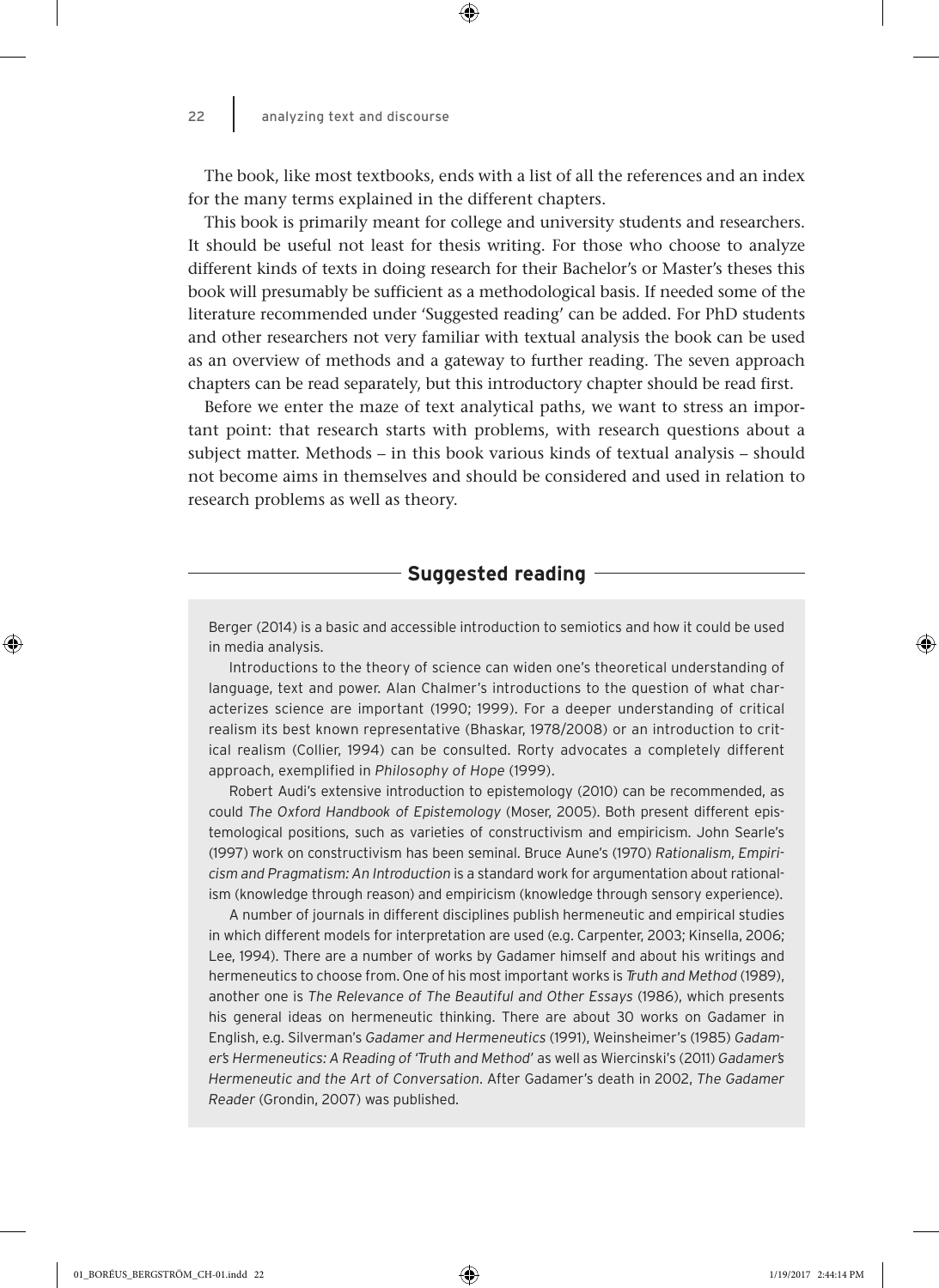The book, like most textbooks, ends with a list of all the references and an index for the many terms explained in the different chapters.

This book is primarily meant for college and university students and researchers. It should be useful not least for thesis writing. For those who choose to analyze different kinds of texts in doing research for their Bachelor's or Master's theses this book will presumably be sufficient as a methodological basis. If needed some of the literature recommended under 'Suggested reading' can be added. For PhD students and other researchers not very familiar with textual analysis the book can be used as an overview of methods and a gateway to further reading. The seven approach chapters can be read separately, but this introductory chapter should be read first.

Before we enter the maze of text analytical paths, we want to stress an important point: that research starts with problems, with research questions about a subject matter. Methods – in this book various kinds of textual analysis – should not become aims in themselves and should be considered and used in relation to research problems as well as theory.

## Suggested reading

Berger (2014) is a basic and accessible introduction to semiotics and how it could be used in media analysis.

Introductions to the theory of science can widen one's theoretical understanding of language, text and power. Alan Chalmer's introductions to the question of what characterizes science are important (1990; 1999). For a deeper understanding of critical realism its best known representative (Bhaskar, 1978/2008) or an introduction to critical realism (Collier, 1994) can be consulted. Rorty advocates a completely different approach, exemplified in *Philosophy of Hope* (1999).

Robert Audi's extensive introduction to epistemology (2010) can be recommended, as could *The Oxford Handbook of Epistemology* (Moser, 2005). Both present different epistemological positions, such as varieties of constructivism and empiricism. John Searle's (1997) work on constructivism has been seminal. Bruce Aune's (1970) *Rationalism, Empiricism and Pragmatism: An Introduction* is a standard work for argumentation about rationalism (knowledge through reason) and empiricism (knowledge through sensory experience).

A number of journals in different disciplines publish hermeneutic and empirical studies in which different models for interpretation are used (e.g. Carpenter, 2003; Kinsella, 2006; Lee, 1994). There are a number of works by Gadamer himself and about his writings and hermeneutics to choose from. One of his most important works is *Truth and Method* (1989), another one is *The Relevance of The Beautiful and Other Essays* (1986), which presents his general ideas on hermeneutic thinking. There are about 30 works on Gadamer in English, e.g. Silverman's *Gadamer and Hermeneutics* (1991), Weinsheimer's (1985) *Gadamer's Hermeneutics: A Reading of 'Truth and Method'* as well as Wiercinski's (2011) *Gadamer's Hermeneutic and the Art of Conversation*. After Gadamer's death in 2002, *The Gadamer Reader* (Grondin, 2007) was published.